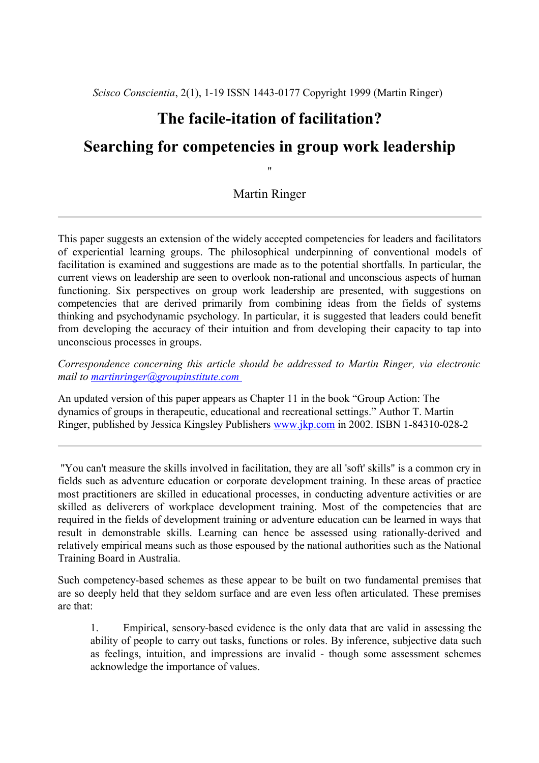*Scisco Conscientia*, 2(1), 1-19 ISSN 1443-0177 Copyright 1999 (Martin Ringer)

# The facile-itation of facilitation?

# Searching for competencies in group work leadership

"

Martin Ringer

---

This paper suggests an extension of the widely accepted competencies for leaders and facilitators of experiential learning groups. The philosophical underpinning of conventional models of facilitation is examined and suggestions are made as to the potential shortfalls. In particular, the current views on leadership are seen to overlook non-rational and unconscious aspects of human functioning. Six perspectives on group work leadership are presented, with suggestions on competencies that are derived primarily from combining ideas from the fields of systems thinking and psychodynamic psychology. In particular, it is suggested that leaders could benefit from developing the accuracy of their intuition and from developing their capacity to tap into unconscious processes in groups.

*Correspondence concerning this article should be addressed to Martin Ringer, via electronic mail to martinringer@groupinstitute.com*

An updated version of this paper appears as Chapter 11 in the book "Group Action: The dynamics of groups in therapeutic, educational and recreational settings." Author T. Martin Ringer, published by Jessica Kingsley Publishers www.jkp.com in 2002. ISBN 1-84310-028-2

---

"You can't measure the skills involved in facilitation, they are all 'soft' skills" is a common cry in fields such as adventure education or corporate development training. In these areas of practice most practitioners are skilled in educational processes, in conducting adventure activities or are skilled as deliverers of workplace development training. Most of the competencies that are required in the fields of development training or adventure education can be learned in ways that result in demonstrable skills. Learning can hence be assessed using rationally-derived and relatively empirical means such as those espoused by the national authorities such as the National Training Board in Australia.

Such competency-based schemes as these appear to be built on two fundamental premises that are so deeply held that they seldom surface and are even less often articulated. These premises are that:

1. Empirical, sensory-based evidence is the only data that are valid in assessing the ability of people to carry out tasks, functions or roles. By inference, subjective data such as feelings, intuition, and impressions are invalid - though some assessment schemes acknowledge the importance of values.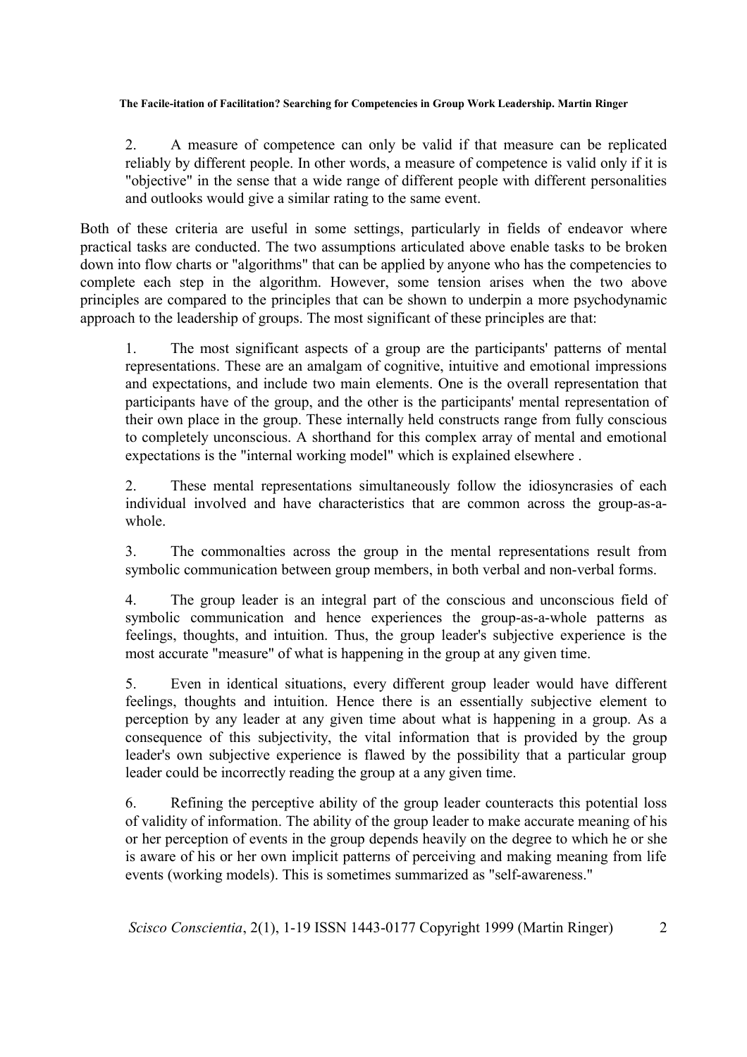2. A measure of competence can only be valid if that measure can be replicated reliably by different people. In other words, a measure of competence is valid only if it is "objective" in the sense that a wide range of different people with different personalities and outlooks would give a similar rating to the same event.

Both of these criteria are useful in some settings, particularly in fields of endeavor where practical tasks are conducted. The two assumptions articulated above enable tasks to be broken down into flow charts or "algorithms" that can be applied by anyone who has the competencies to complete each step in the algorithm. However, some tension arises when the two above principles are compared to the principles that can be shown to underpin a more psychodynamic approach to the leadership of groups. The most significant of these principles are that:

1. The most significant aspects of a group are the participants' patterns of mental representations. These are an amalgam of cognitive, intuitive and emotional impressions and expectations, and include two main elements. One is the overall representation that participants have of the group, and the other is the participants' mental representation of their own place in the group. These internally held constructs range from fully conscious to completely unconscious. A shorthand for this complex array of mental and emotional expectations is the "internal working model" which is explained elsewhere .

2. These mental representations simultaneously follow the idiosyncrasies of each individual involved and have characteristics that are common across the group-as-a-whole.

3. The commonalties across the group in the mental representations result from symbolic communication between group members, in both verbal and non-verbal forms.

4. The group leader is an integral part of the conscious and unconscious field of symbolic communication and hence experiences the group-as-a-whole patterns as feelings, thoughts, and intuition. Thus, the group leader's subjective experience is the most accurate "measure" of what is happening in the group at any given time.

5. Even in identical situations, every different group leader would have different feelings, thoughts and intuition. Hence there is an essentially subjective element to perception by any leader at any given time about what is happening in a group. As a consequence of this subjectivity, the vital information that is provided by the group leader's own subjective experience is flawed by the possibility that a particular group leader could be incorrectly reading the group at a any given time.

6. Refining the perceptive ability of the group leader counteracts this potential loss of validity of information. The ability of the group leader to make accurate meaning of his or her perception of events in the group depends heavily on the degree to which he or she is aware of his or her own implicit patterns of perceiving and making meaning from life events (working models). This is sometimes summarized as "self-awareness."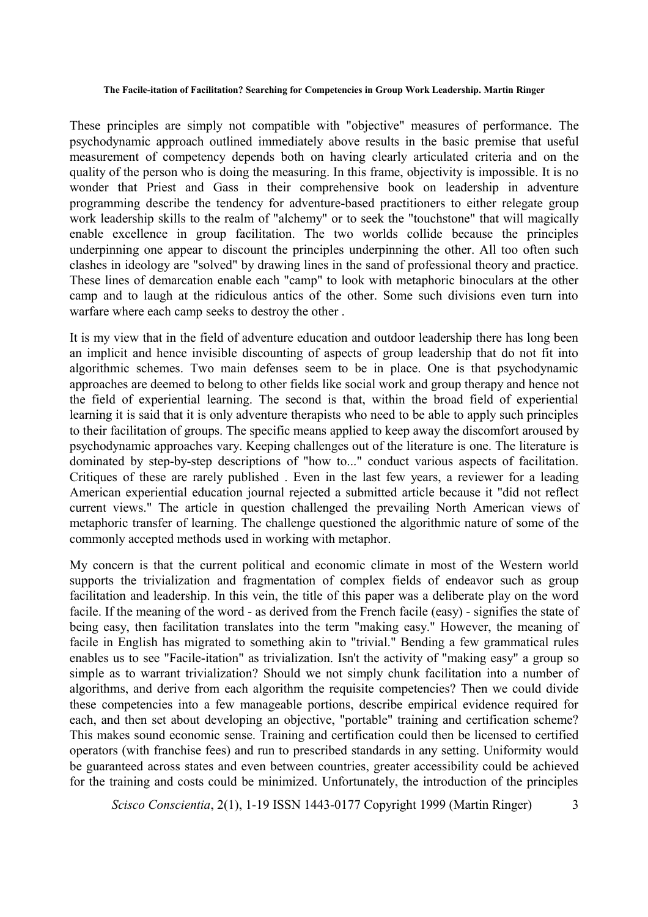These principles are simply not compatible with "objective" measures of performance. The psychodynamic approach outlined immediately above results in the basic premise that useful measurement of competency depends both on having clearly articulated criteria and on the quality of the person who is doing the measuring. In this frame, objectivity is impossible. It is no wonder that Priest and Gass in their comprehensive book on leadership in adventure programming describe the tendency for adventure-based practitioners to either relegate group work leadership skills to the realm of "alchemy" or to seek the "touchstone" that will magically enable excellence in group facilitation. The two worlds collide because the principles underpinning one appear to discount the principles underpinning the other. All too often such clashes in ideology are "solved" by drawing lines in the sand of professional theory and practice. These lines of demarcation enable each "camp" to look with metaphoric binoculars at the other camp and to laugh at the ridiculous antics of the other. Some such divisions even turn into warfare where each camp seeks to destroy the other .

It is my view that in the field of adventure education and outdoor leadership there has long been an implicit and hence invisible discounting of aspects of group leadership that do not fit into algorithmic schemes. Two main defenses seem to be in place. One is that psychodynamic approaches are deemed to belong to other fields like social work and group therapy and hence not the field of experiential learning. The second is that, within the broad field of experiential learning it is said that it is only adventure therapists who need to be able to apply such principles to their facilitation of groups. The specific means applied to keep away the discomfort aroused by psychodynamic approaches vary. Keeping challenges out of the literature is one. The literature is dominated by step-by-step descriptions of "how to..." conduct various aspects of facilitation. Critiques of these are rarely published . Even in the last few years, a reviewer for a leading American experiential education journal rejected a submitted article because it "did not reflect current views." The article in question challenged the prevailing North American views of metaphoric transfer of learning. The challenge questioned the algorithmic nature of some of the commonly accepted methods used in working with metaphor.

My concern is that the current political and economic climate in most of the Western world supports the trivialization and fragmentation of complex fields of endeavor such as group facilitation and leadership. In this vein, the title of this paper was a deliberate play on the word facile. If the meaning of the word - as derived from the French facile (easy) - signifies the state of being easy, then facilitation translates into the term "making easy." However, the meaning of facile in English has migrated to something akin to "trivial." Bending a few grammatical rules enables us to see "Facile-itation" as trivialization. Isn't the activity of "making easy" a group so simple as to warrant trivialization? Should we not simply chunk facilitation into a number of algorithms, and derive from each algorithm the requisite competencies? Then we could divide these competencies into a few manageable portions, describe empirical evidence required for each, and then set about developing an objective, "portable" training and certification scheme? This makes sound economic sense. Training and certification could then be licensed to certified operators (with franchise fees) and run to prescribed standards in any setting. Uniformity would be guaranteed across states and even between countries, greater accessibility could be achieved for the training and costs could be minimized. Unfortunately, the introduction of the principles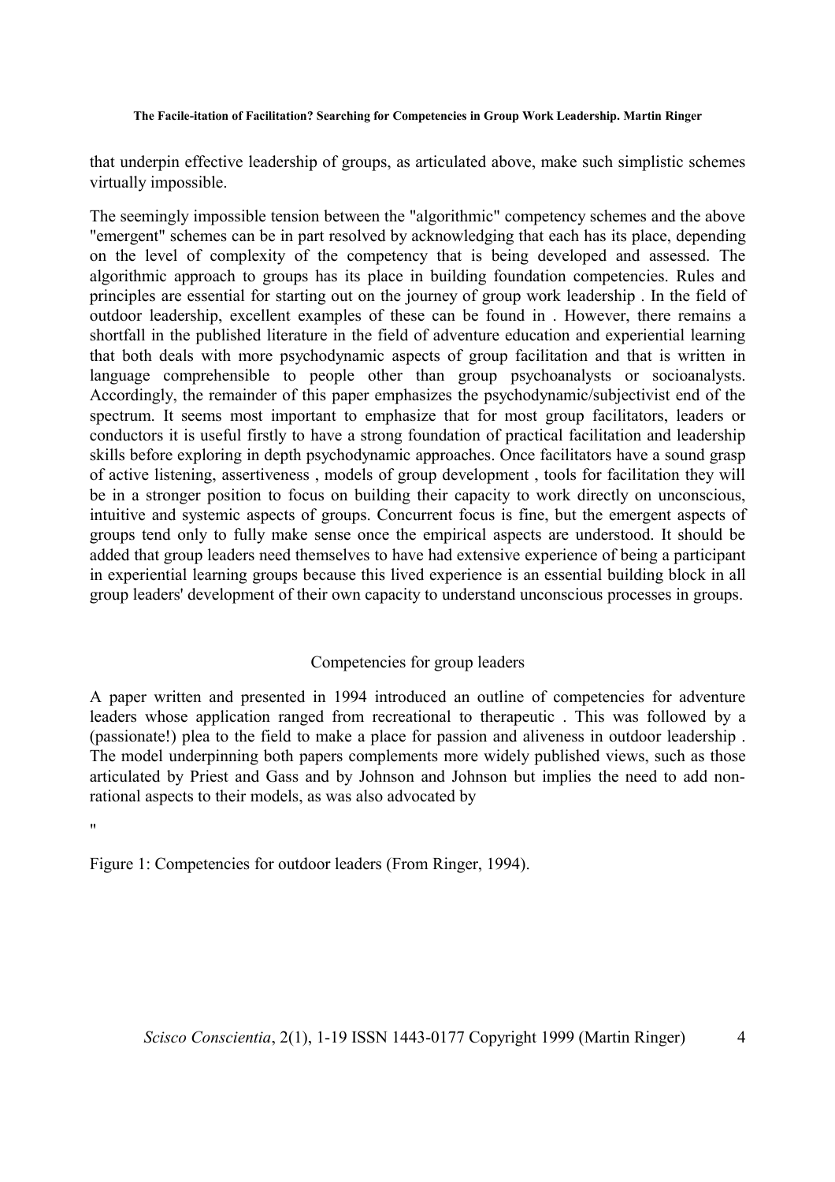that underpin effective leadership of groups, as articulated above, make such simplistic schemes virtually impossible.

The seemingly impossible tension between the "algorithmic" competency schemes and the above "emergent" schemes can be in part resolved by acknowledging that each has its place, depending on the level of complexity of the competency that is being developed and assessed. The algorithmic approach to groups has its place in building foundation competencies. Rules and principles are essential for starting out on the journey of group work leadership . In the field of outdoor leadership, excellent examples of these can be found in . However, there remains a shortfall in the published literature in the field of adventure education and experiential learning that both deals with more psychodynamic aspects of group facilitation and that is written in language comprehensible to people other than group psychoanalysts or socioanalysts. Accordingly, the remainder of this paper emphasizes the psychodynamic/subjectivist end of the spectrum. It seems most important to emphasize that for most group facilitators, leaders or conductors it is useful firstly to have a strong foundation of practical facilitation and leadership skills before exploring in depth psychodynamic approaches. Once facilitators have a sound grasp of active listening, assertiveness , models of group development , tools for facilitation they will be in a stronger position to focus on building their capacity to work directly on unconscious, intuitive and systemic aspects of groups. Concurrent focus is fine, but the emergent aspects of groups tend only to fully make sense once the empirical aspects are understood. It should be added that group leaders need themselves to have had extensive experience of being a participant in experiential learning groups because this lived experience is an essential building block in all group leaders' development of their own capacity to understand unconscious processes in groups.

## Competencies for group leaders

A paper written and presented in 1994 introduced an outline of competencies for adventure leaders whose application ranged from recreational to therapeutic . This was followed by a (passionate!) plea to the field to make a place for passion and aliveness in outdoor leadership . The model underpinning both papers complements more widely published views, such as those articulated by Priest and Gass and by Johnson and Johnson but implies the need to add non-rational aspects to their models, as was also advocated by

"

Figure 1: Competencies for outdoor leaders (From Ringer, 1994).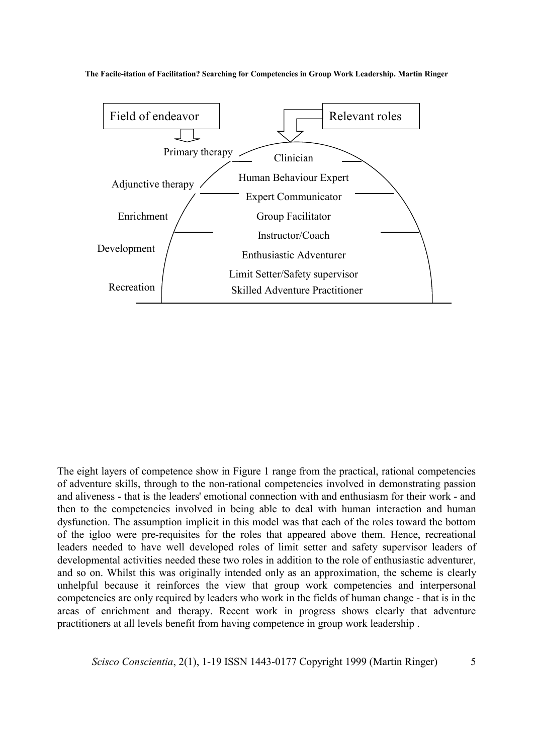Field of endeavor

Relevant roles

| Field of endeavor | Relevant roles |
| --- | --- |
| Primary therapy | Clinician |
| Adjunctive therapy | Human Behaviour Expert |
| | Expert Communicator |
| Enrichment | Group Facilitator |
| | Instructor/Coach |
| Development | Enthusiastic Adventurer |
| | Limit Setter/Safety supervisor |
| Recreation | Skilled Adventure Practitioner |

The eight layers of competence show in Figure 1 range from the practical, rational competencies of adventure skills, through to the non-rational competencies involved in demonstrating passion and aliveness - that is the leaders' emotional connection with and enthusiasm for their work - and then to the competencies involved in being able to deal with human interaction and human dysfunction. The assumption implicit in this model was that each of the roles toward the bottom of the igloo were pre-requisites for the roles that appeared above them. Hence, recreational leaders needed to have well developed roles of limit setter and safety supervisor leaders of developmental activities needed these two roles in addition to the role of enthusiastic adventurer, and so on. Whilst this was originally intended only as an approximation, the scheme is clearly unhelpful because it reinforces the view that group work competencies and interpersonal competencies are only required by leaders who work in the fields of human change - that is in the areas of enrichment and therapy. Recent work in progress shows clearly that adventure practitioners at all levels benefit from having competence in group work leadership .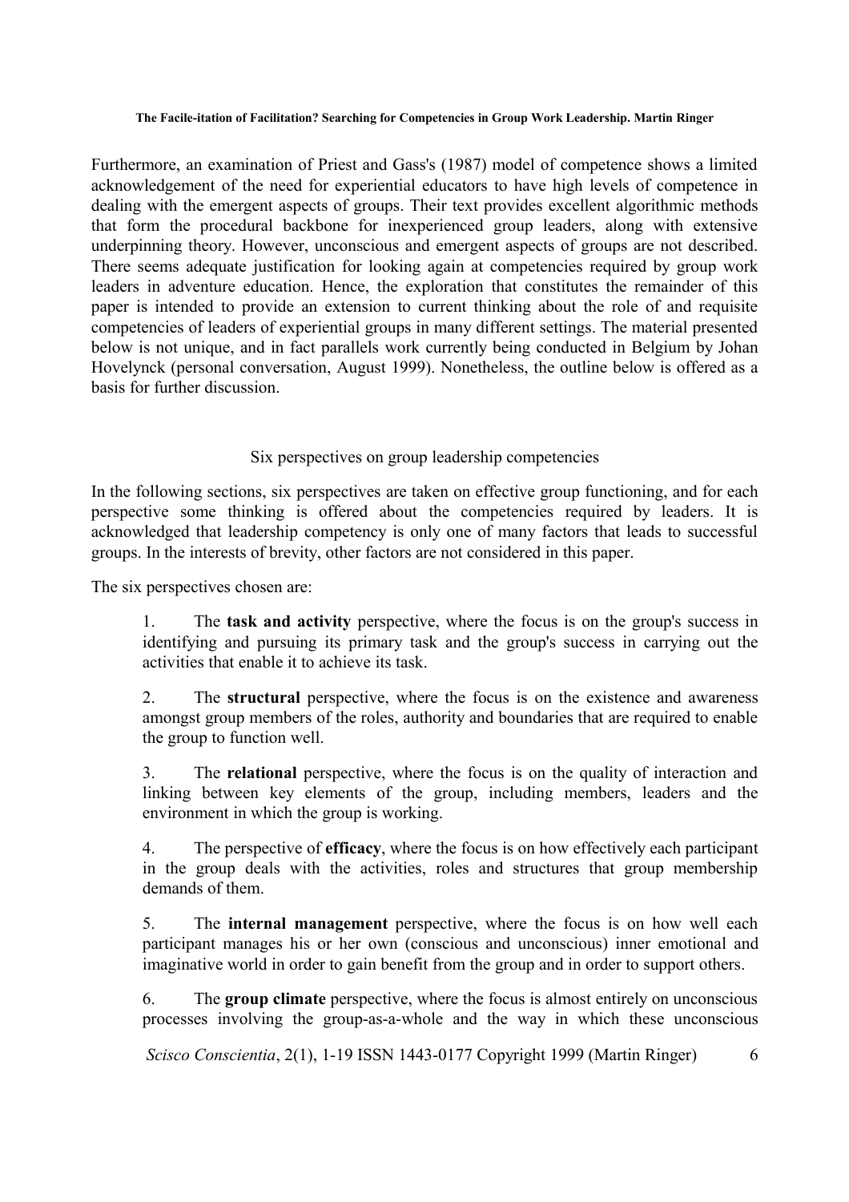Furthermore, an examination of Priest and Gass's (1987) model of competence shows a limited acknowledgement of the need for experiential educators to have high levels of competence in dealing with the emergent aspects of groups. Their text provides excellent algorithmic methods that form the procedural backbone for inexperienced group leaders, along with extensive underpinning theory. However, unconscious and emergent aspects of groups are not described. There seems adequate justification for looking again at competencies required by group work leaders in adventure education. Hence, the exploration that constitutes the remainder of this paper is intended to provide an extension to current thinking about the role of and requisite competencies of leaders of experiential groups in many different settings. The material presented below is not unique, and in fact parallels work currently being conducted in Belgium by Johan Hovelynck (personal conversation, August 1999). Nonetheless, the outline below is offered as a basis for further discussion.

## Six perspectives on group leadership competencies

In the following sections, six perspectives are taken on effective group functioning, and for each perspective some thinking is offered about the competencies required by leaders. It is acknowledged that leadership competency is only one of many factors that leads to successful groups. In the interests of brevity, other factors are not considered in this paper.

The six perspectives chosen are:

1. The **task and activity** perspective, where the focus is on the group's success in identifying and pursuing its primary task and the group's success in carrying out the activities that enable it to achieve its task.

2. The **structural** perspective, where the focus is on the existence and awareness amongst group members of the roles, authority and boundaries that are required to enable the group to function well.

3. The **relational** perspective, where the focus is on the quality of interaction and linking between key elements of the group, including members, leaders and the environment in which the group is working.

4. The perspective of **efficacy**, where the focus is on how effectively each participant in the group deals with the activities, roles and structures that group membership demands of them.

5. The **internal management** perspective, where the focus is on how well each participant manages his or her own (conscious and unconscious) inner emotional and imaginative world in order to gain benefit from the group and in order to support others.

6. The **group climate** perspective, where the focus is almost entirely on unconscious processes involving the group-as-a-whole and the way in which these unconscious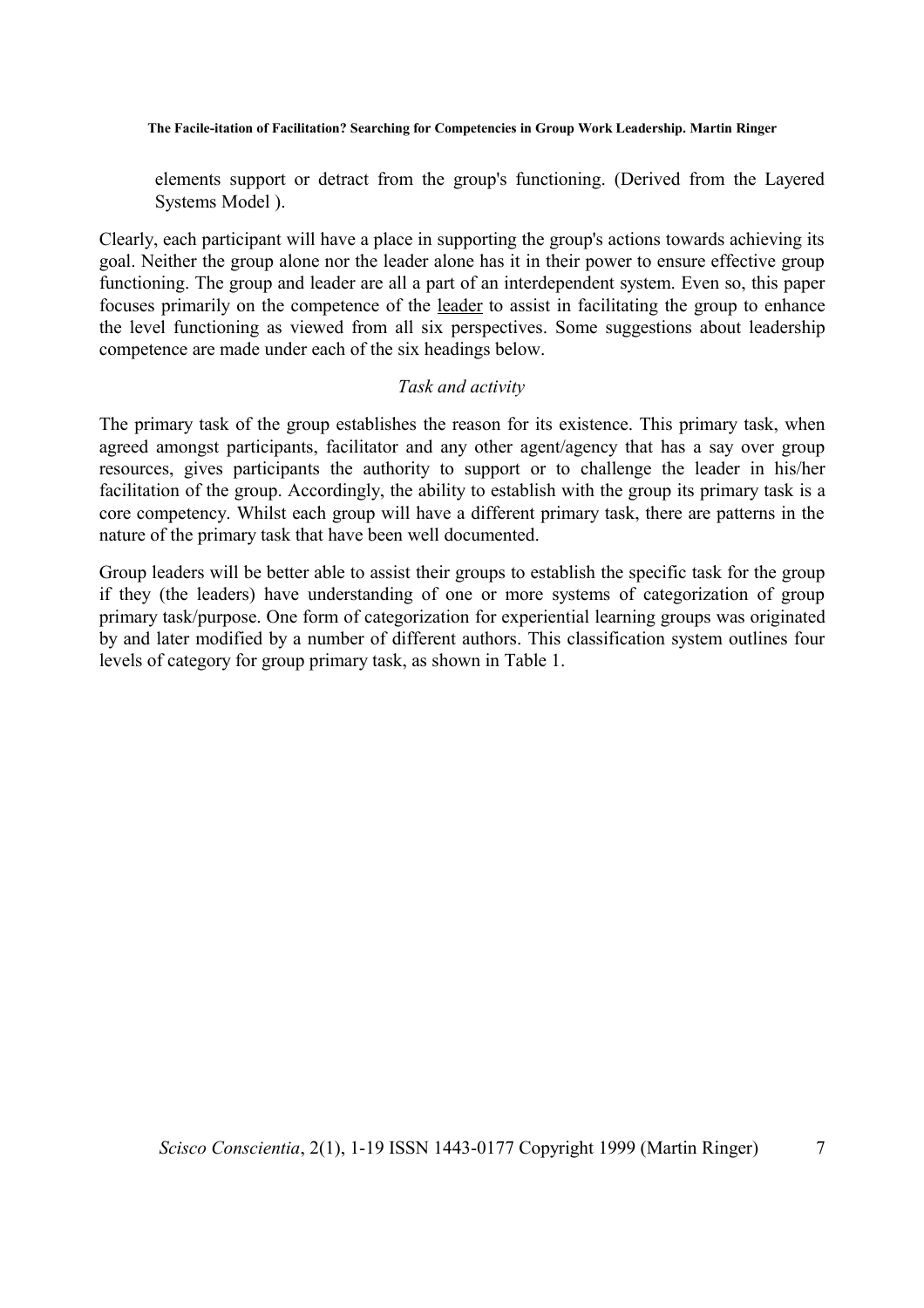elements support or detract from the group's functioning. (Derived from the Layered Systems Model ).

Clearly, each participant will have a place in supporting the group's actions towards achieving its goal. Neither the group alone nor the leader alone has it in their power to ensure effective group functioning. The group and leader are all a part of an interdependent system. Even so, this paper focuses primarily on the competence of the leader to assist in facilitating the group to enhance the level functioning as viewed from all six perspectives. Some suggestions about leadership competence are made under each of the six headings below.

*Task and activity*

The primary task of the group establishes the reason for its existence. This primary task, when agreed amongst participants, facilitator and any other agent/agency that has a say over group resources, gives participants the authority to support or to challenge the leader in his/her facilitation of the group. Accordingly, the ability to establish with the group its primary task is a core competency. Whilst each group will have a different primary task, there are patterns in the nature of the primary task that have been well documented.

Group leaders will be better able to assist their groups to establish the specific task for the group if they (the leaders) have understanding of one or more systems of categorization of group primary task/purpose. One form of categorization for experiential learning groups was originated by and later modified by a number of different authors. This classification system outlines four levels of category for group primary task, as shown in Table 1.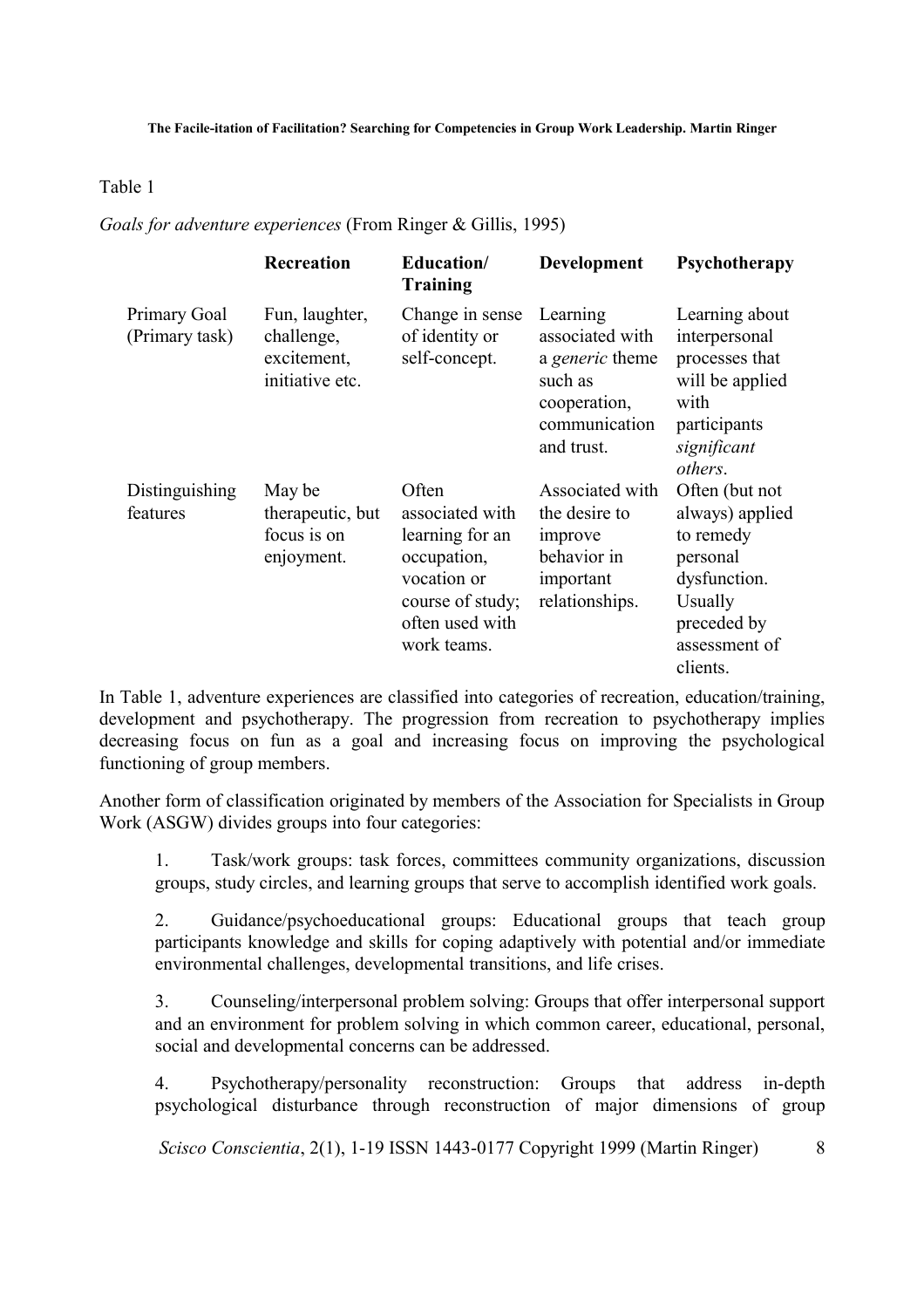Table 1

*Goals for adventure experiences* (From Ringer & Gillis, 1995)

| | **Recreation** | **Education/ Training** | **Development** | **Psychotherapy** |
|---|---|---|---|---|
| Primary Goal (Primary task) | Fun, laughter, challenge, excitement, initiative etc. | Change in sense of identity or self-concept. | Learning associated with a *generic* theme such as cooperation, communication and trust. | Learning about interpersonal processes that will be applied with participants *significant others*. |
| Distinguishing features | May be therapeutic, but focus is on enjoyment. | Often associated with learning for an occupation, vocation or course of study; often used with work teams. | Associated with the desire to improve behavior in important relationships. | Often (but not always) applied to remedy personal dysfunction. Usually preceded by assessment of clients. |

In Table 1, adventure experiences are classified into categories of recreation, education/training, development and psychotherapy. The progression from recreation to psychotherapy implies decreasing focus on fun as a goal and increasing focus on improving the psychological functioning of group members.

Another form of classification originated by members of the Association for Specialists in Group Work (ASGW) divides groups into four categories:

1. Task/work groups: task forces, committees community organizations, discussion groups, study circles, and learning groups that serve to accomplish identified work goals.

2. Guidance/psychoeducational groups: Educational groups that teach group participants knowledge and skills for coping adaptively with potential and/or immediate environmental challenges, developmental transitions, and life crises.

3. Counseling/interpersonal problem solving: Groups that offer interpersonal support and an environment for problem solving in which common career, educational, personal, social and developmental concerns can be addressed.

4. Psychotherapy/personality reconstruction: Groups that address in-depth psychological disturbance through reconstruction of major dimensions of group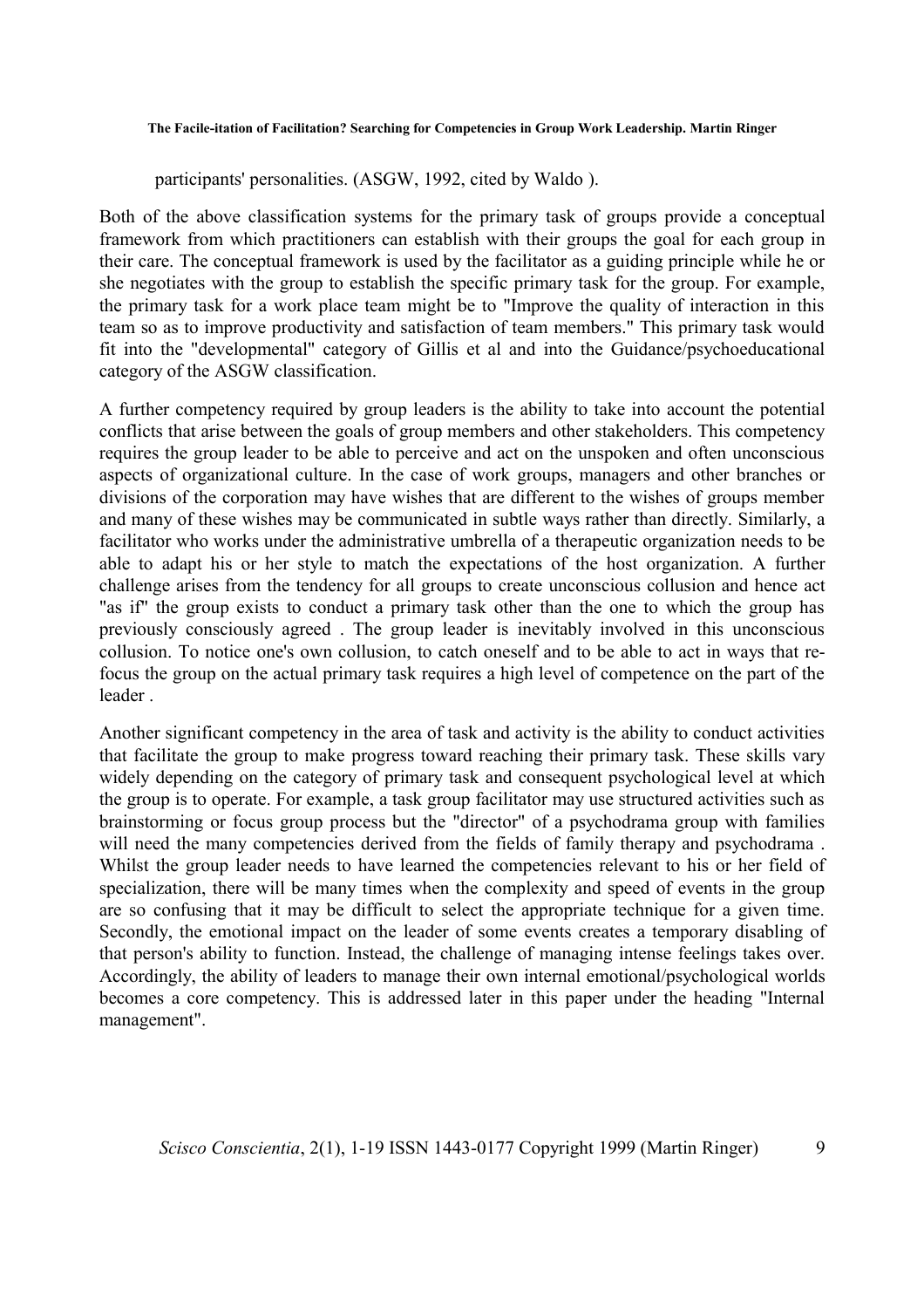participants' personalities. (ASGW, 1992, cited by Waldo ).

Both of the above classification systems for the primary task of groups provide a conceptual framework from which practitioners can establish with their groups the goal for each group in their care. The conceptual framework is used by the facilitator as a guiding principle while he or she negotiates with the group to establish the specific primary task for the group. For example, the primary task for a work place team might be to "Improve the quality of interaction in this team so as to improve productivity and satisfaction of team members." This primary task would fit into the "developmental" category of Gillis et al and into the Guidance/psychoeducational category of the ASGW classification.

A further competency required by group leaders is the ability to take into account the potential conflicts that arise between the goals of group members and other stakeholders. This competency requires the group leader to be able to perceive and act on the unspoken and often unconscious aspects of organizational culture. In the case of work groups, managers and other branches or divisions of the corporation may have wishes that are different to the wishes of groups member and many of these wishes may be communicated in subtle ways rather than directly. Similarly, a facilitator who works under the administrative umbrella of a therapeutic organization needs to be able to adapt his or her style to match the expectations of the host organization. A further challenge arises from the tendency for all groups to create unconscious collusion and hence act "as if" the group exists to conduct a primary task other than the one to which the group has previously consciously agreed . The group leader is inevitably involved in this unconscious collusion. To notice one's own collusion, to catch oneself and to be able to act in ways that re-focus the group on the actual primary task requires a high level of competence on the part of the leader .

Another significant competency in the area of task and activity is the ability to conduct activities that facilitate the group to make progress toward reaching their primary task. These skills vary widely depending on the category of primary task and consequent psychological level at which the group is to operate. For example, a task group facilitator may use structured activities such as brainstorming or focus group process but the "director" of a psychodrama group with families will need the many competencies derived from the fields of family therapy and psychodrama . Whilst the group leader needs to have learned the competencies relevant to his or her field of specialization, there will be many times when the complexity and speed of events in the group are so confusing that it may be difficult to select the appropriate technique for a given time. Secondly, the emotional impact on the leader of some events creates a temporary disabling of that person's ability to function. Instead, the challenge of managing intense feelings takes over. Accordingly, the ability of leaders to manage their own internal emotional/psychological worlds becomes a core competency. This is addressed later in this paper under the heading "Internal management".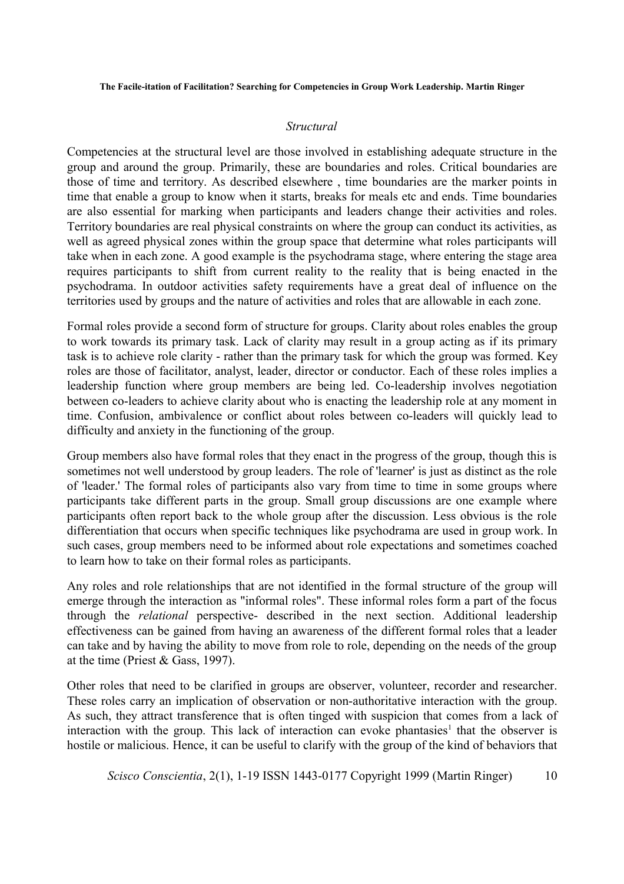*Structural*

Competencies at the structural level are those involved in establishing adequate structure in the group and around the group. Primarily, these are boundaries and roles. Critical boundaries are those of time and territory. As described elsewhere , time boundaries are the marker points in time that enable a group to know when it starts, breaks for meals etc and ends. Time boundaries are also essential for marking when participants and leaders change their activities and roles. Territory boundaries are real physical constraints on where the group can conduct its activities, as well as agreed physical zones within the group space that determine what roles participants will take when in each zone. A good example is the psychodrama stage, where entering the stage area requires participants to shift from current reality to the reality that is being enacted in the psychodrama. In outdoor activities safety requirements have a great deal of influence on the territories used by groups and the nature of activities and roles that are allowable in each zone.

Formal roles provide a second form of structure for groups. Clarity about roles enables the group to work towards its primary task. Lack of clarity may result in a group acting as if its primary task is to achieve role clarity - rather than the primary task for which the group was formed. Key roles are those of facilitator, analyst, leader, director or conductor. Each of these roles implies a leadership function where group members are being led. Co-leadership involves negotiation between co-leaders to achieve clarity about who is enacting the leadership role at any moment in time. Confusion, ambivalence or conflict about roles between co-leaders will quickly lead to difficulty and anxiety in the functioning of the group.

Group members also have formal roles that they enact in the progress of the group, though this is sometimes not well understood by group leaders. The role of 'learner' is just as distinct as the role of 'leader.' The formal roles of participants also vary from time to time in some groups where participants take different parts in the group. Small group discussions are one example where participants often report back to the whole group after the discussion. Less obvious is the role differentiation that occurs when specific techniques like psychodrama are used in group work. In such cases, group members need to be informed about role expectations and sometimes coached to learn how to take on their formal roles as participants.

Any roles and role relationships that are not identified in the formal structure of the group will emerge through the interaction as "informal roles". These informal roles form a part of the focus through the *relational* perspective- described in the next section. Additional leadership effectiveness can be gained from having an awareness of the different formal roles that a leader can take and by having the ability to move from role to role, depending on the needs of the group at the time (Priest & Gass, 1997).

Other roles that need to be clarified in groups are observer, volunteer, recorder and researcher. These roles carry an implication of observation or non-authoritative interaction with the group. As such, they attract transference that is often tinged with suspicion that comes from a lack of interaction with the group. This lack of interaction can evoke phantasies[1] that the observer is hostile or malicious. Hence, it can be useful to clarify with the group of the kind of behaviors that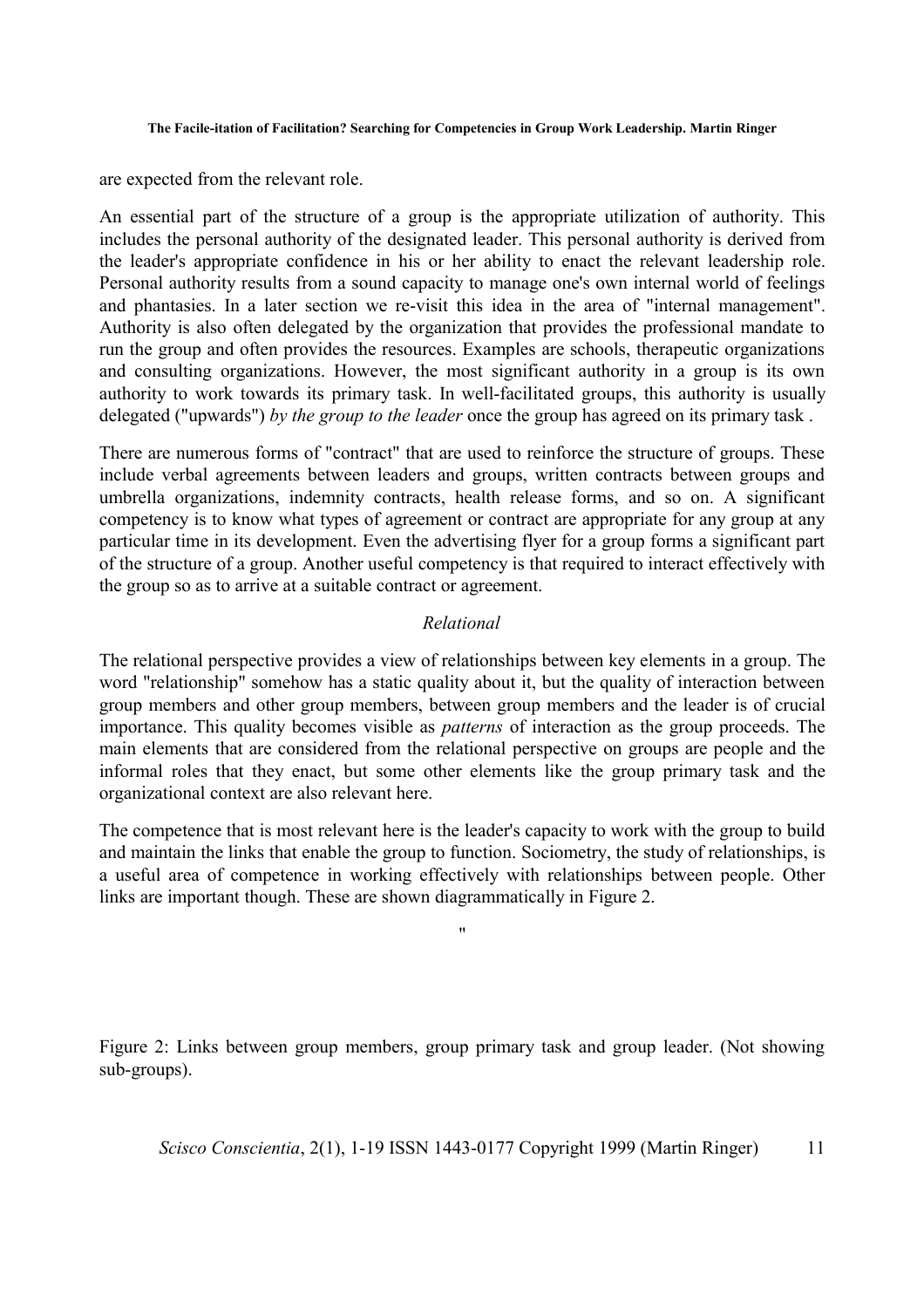are expected from the relevant role.

An essential part of the structure of a group is the appropriate utilization of authority. This includes the personal authority of the designated leader. This personal authority is derived from the leader's appropriate confidence in his or her ability to enact the relevant leadership role. Personal authority results from a sound capacity to manage one's own internal world of feelings and phantasies. In a later section we re-visit this idea in the area of "internal management". Authority is also often delegated by the organization that provides the professional mandate to run the group and often provides the resources. Examples are schools, therapeutic organizations and consulting organizations. However, the most significant authority in a group is its own authority to work towards its primary task. In well-facilitated groups, this authority is usually delegated ("upwards") *by the group to the leader* once the group has agreed on its primary task .

There are numerous forms of "contract" that are used to reinforce the structure of groups. These include verbal agreements between leaders and groups, written contracts between groups and umbrella organizations, indemnity contracts, health release forms, and so on. A significant competency is to know what types of agreement or contract are appropriate for any group at any particular time in its development. Even the advertising flyer for a group forms a significant part of the structure of a group. Another useful competency is that required to interact effectively with the group so as to arrive at a suitable contract or agreement.

### *Relational*

The relational perspective provides a view of relationships between key elements in a group. The word "relationship" somehow has a static quality about it, but the quality of interaction between group members and other group members, between group members and the leader is of crucial importance. This quality becomes visible as *patterns* of interaction as the group proceeds. The main elements that are considered from the relational perspective on groups are people and the informal roles that they enact, but some other elements like the group primary task and the organizational context are also relevant here.

The competence that is most relevant here is the leader's capacity to work with the group to build and maintain the links that enable the group to function. Sociometry, the study of relationships, is a useful area of competence in working effectively with relationships between people. Other links are important though. These are shown diagrammatically in Figure 2.

"

Figure 2: Links between group members, group primary task and group leader. (Not showing sub-groups).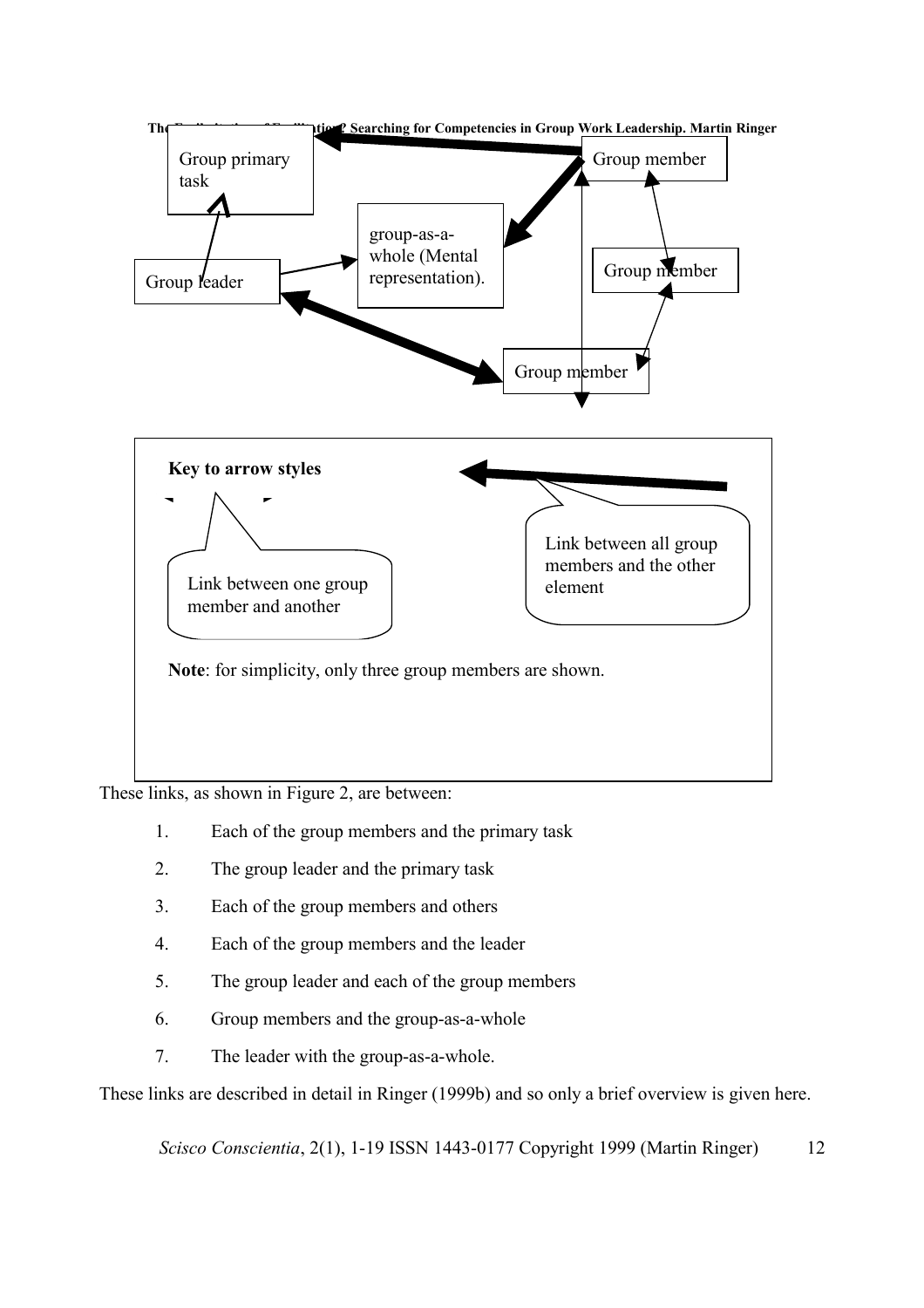Group primary task

Group member

group-as-a-whole (Mental representation).

Group leader

Group member

Group member

**Key to arrow styles**

Link between one group member and another

Link between all group members and the other element

**Note**: for simplicity, only three group members are shown.

These links, as shown in Figure 2, are between:

1. Each of the group members and the primary task
2. The group leader and the primary task
3. Each of the group members and others
4. Each of the group members and the leader
5. The group leader and each of the group members
6. Group members and the group-as-a-whole
7. The leader with the group-as-a-whole.

These links are described in detail in Ringer (1999b) and so only a brief overview is given here.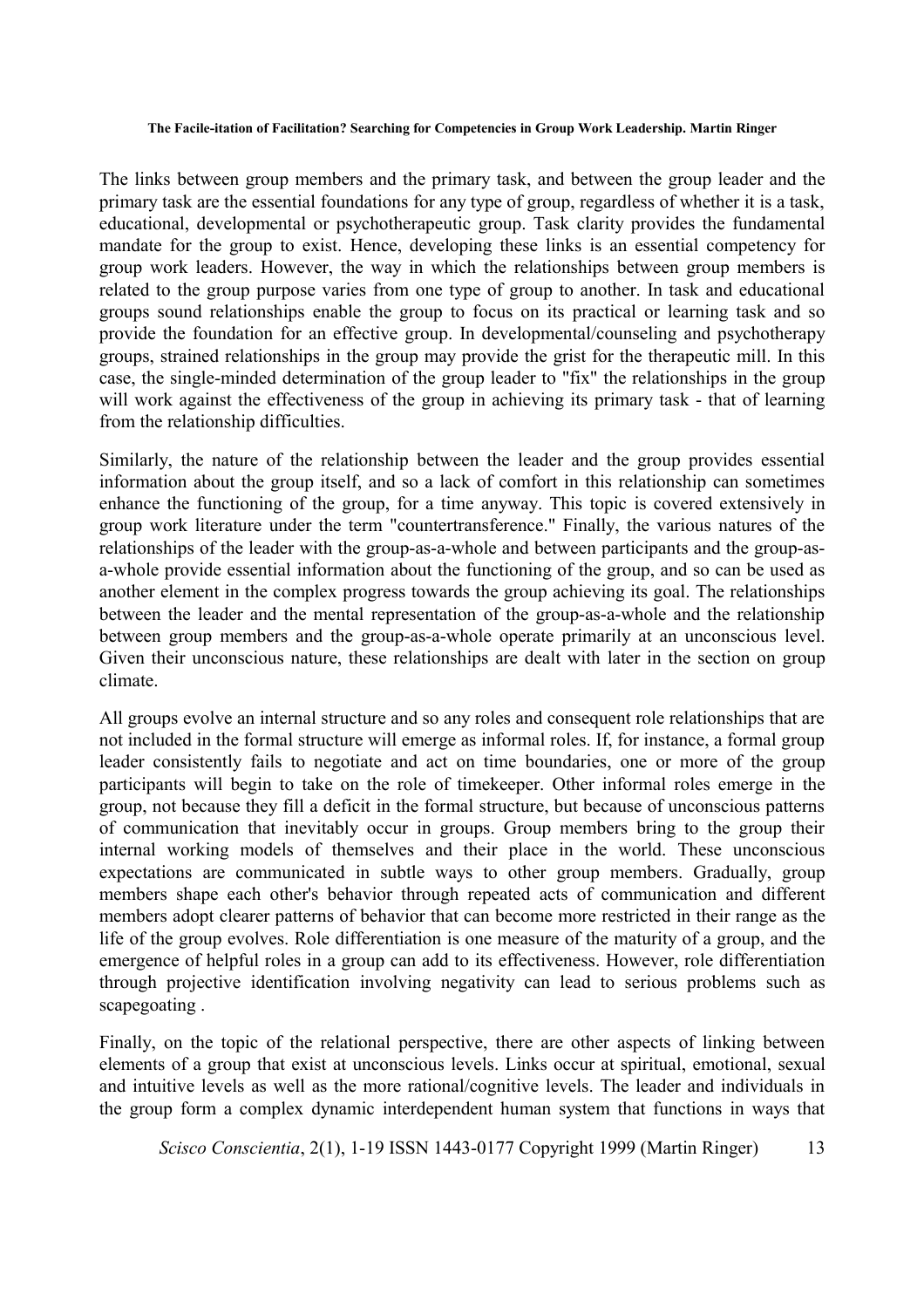The links between group members and the primary task, and between the group leader and the primary task are the essential foundations for any type of group, regardless of whether it is a task, educational, developmental or psychotherapeutic group. Task clarity provides the fundamental mandate for the group to exist. Hence, developing these links is an essential competency for group work leaders. However, the way in which the relationships between group members is related to the group purpose varies from one type of group to another. In task and educational groups sound relationships enable the group to focus on its practical or learning task and so provide the foundation for an effective group. In developmental/counseling and psychotherapy groups, strained relationships in the group may provide the grist for the therapeutic mill. In this case, the single-minded determination of the group leader to "fix" the relationships in the group will work against the effectiveness of the group in achieving its primary task - that of learning from the relationship difficulties.

Similarly, the nature of the relationship between the leader and the group provides essential information about the group itself, and so a lack of comfort in this relationship can sometimes enhance the functioning of the group, for a time anyway. This topic is covered extensively in group work literature under the term "countertransference." Finally, the various natures of the relationships of the leader with the group-as-a-whole and between participants and the group-as-a-whole provide essential information about the functioning of the group, and so can be used as another element in the complex progress towards the group achieving its goal. The relationships between the leader and the mental representation of the group-as-a-whole and the relationship between group members and the group-as-a-whole operate primarily at an unconscious level. Given their unconscious nature, these relationships are dealt with later in the section on group climate.

All groups evolve an internal structure and so any roles and consequent role relationships that are not included in the formal structure will emerge as informal roles. If, for instance, a formal group leader consistently fails to negotiate and act on time boundaries, one or more of the group participants will begin to take on the role of timekeeper. Other informal roles emerge in the group, not because they fill a deficit in the formal structure, but because of unconscious patterns of communication that inevitably occur in groups. Group members bring to the group their internal working models of themselves and their place in the world. These unconscious expectations are communicated in subtle ways to other group members. Gradually, group members shape each other's behavior through repeated acts of communication and different members adopt clearer patterns of behavior that can become more restricted in their range as the life of the group evolves. Role differentiation is one measure of the maturity of a group, and the emergence of helpful roles in a group can add to its effectiveness. However, role differentiation through projective identification involving negativity can lead to serious problems such as scapegoating .

Finally, on the topic of the relational perspective, there are other aspects of linking between elements of a group that exist at unconscious levels. Links occur at spiritual, emotional, sexual and intuitive levels as well as the more rational/cognitive levels. The leader and individuals in the group form a complex dynamic interdependent human system that functions in ways that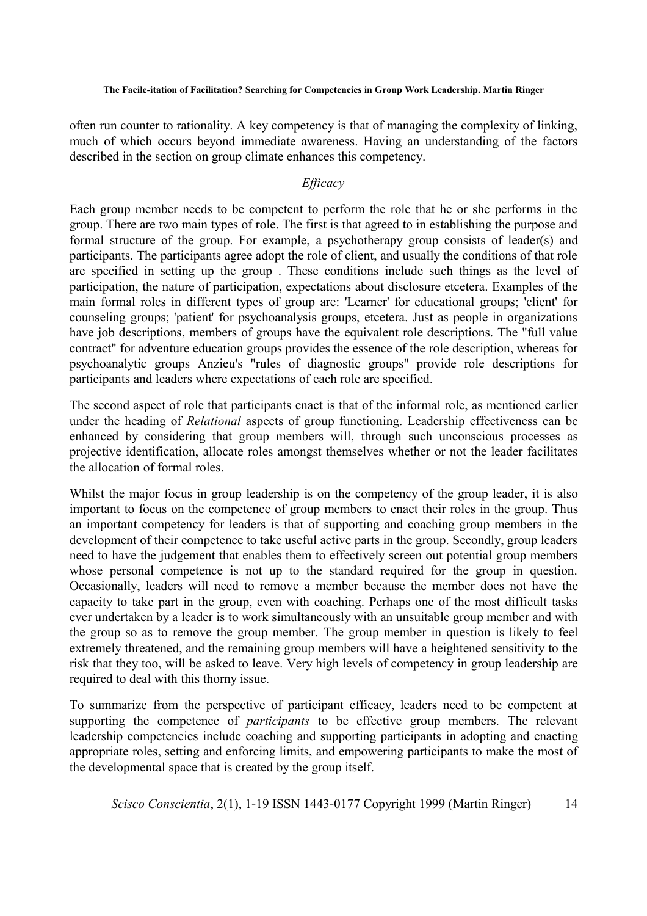often run counter to rationality. A key competency is that of managing the complexity of linking, much of which occurs beyond immediate awareness. Having an understanding of the factors described in the section on group climate enhances this competency.

### *Efficacy*

Each group member needs to be competent to perform the role that he or she performs in the group. There are two main types of role. The first is that agreed to in establishing the purpose and formal structure of the group. For example, a psychotherapy group consists of leader(s) and participants. The participants agree adopt the role of client, and usually the conditions of that role are specified in setting up the group . These conditions include such things as the level of participation, the nature of participation, expectations about disclosure etcetera. Examples of the main formal roles in different types of group are: 'Learner' for educational groups; 'client' for counseling groups; 'patient' for psychoanalysis groups, etcetera. Just as people in organizations have job descriptions, members of groups have the equivalent role descriptions. The "full value contract" for adventure education groups provides the essence of the role description, whereas for psychoanalytic groups Anzieu's "rules of diagnostic groups" provide role descriptions for participants and leaders where expectations of each role are specified.

The second aspect of role that participants enact is that of the informal role, as mentioned earlier under the heading of *Relational* aspects of group functioning. Leadership effectiveness can be enhanced by considering that group members will, through such unconscious processes as projective identification, allocate roles amongst themselves whether or not the leader facilitates the allocation of formal roles.

Whilst the major focus in group leadership is on the competency of the group leader, it is also important to focus on the competence of group members to enact their roles in the group. Thus an important competency for leaders is that of supporting and coaching group members in the development of their competence to take useful active parts in the group. Secondly, group leaders need to have the judgement that enables them to effectively screen out potential group members whose personal competence is not up to the standard required for the group in question. Occasionally, leaders will need to remove a member because the member does not have the capacity to take part in the group, even with coaching. Perhaps one of the most difficult tasks ever undertaken by a leader is to work simultaneously with an unsuitable group member and with the group so as to remove the group member. The group member in question is likely to feel extremely threatened, and the remaining group members will have a heightened sensitivity to the risk that they too, will be asked to leave. Very high levels of competency in group leadership are required to deal with this thorny issue.

To summarize from the perspective of participant efficacy, leaders need to be competent at supporting the competence of *participants* to be effective group members. The relevant leadership competencies include coaching and supporting participants in adopting and enacting appropriate roles, setting and enforcing limits, and empowering participants to make the most of the developmental space that is created by the group itself.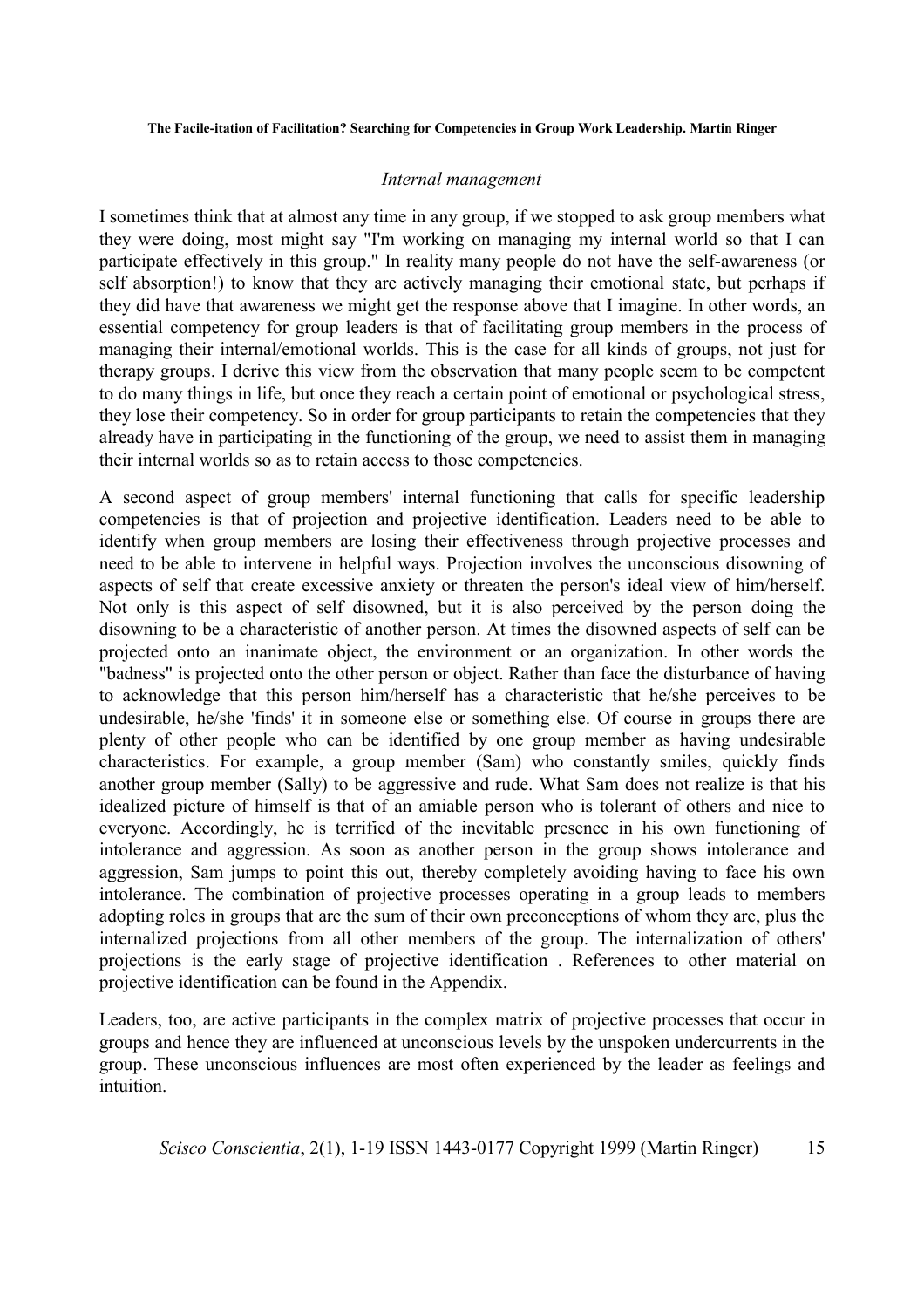*Internal management*

I sometimes think that at almost any time in any group, if we stopped to ask group members what they were doing, most might say "I'm working on managing my internal world so that I can participate effectively in this group." In reality many people do not have the self-awareness (or self absorption!) to know that they are actively managing their emotional state, but perhaps if they did have that awareness we might get the response above that I imagine. In other words, an essential competency for group leaders is that of facilitating group members in the process of managing their internal/emotional worlds. This is the case for all kinds of groups, not just for therapy groups. I derive this view from the observation that many people seem to be competent to do many things in life, but once they reach a certain point of emotional or psychological stress, they lose their competency. So in order for group participants to retain the competencies that they already have in participating in the functioning of the group, we need to assist them in managing their internal worlds so as to retain access to those competencies.

A second aspect of group members' internal functioning that calls for specific leadership competencies is that of projection and projective identification. Leaders need to be able to identify when group members are losing their effectiveness through projective processes and need to be able to intervene in helpful ways. Projection involves the unconscious disowning of aspects of self that create excessive anxiety or threaten the person's ideal view of him/herself. Not only is this aspect of self disowned, but it is also perceived by the person doing the disowning to be a characteristic of another person. At times the disowned aspects of self can be projected onto an inanimate object, the environment or an organization. In other words the "badness" is projected onto the other person or object. Rather than face the disturbance of having to acknowledge that this person him/herself has a characteristic that he/she perceives to be undesirable, he/she 'finds' it in someone else or something else. Of course in groups there are plenty of other people who can be identified by one group member as having undesirable characteristics. For example, a group member (Sam) who constantly smiles, quickly finds another group member (Sally) to be aggressive and rude. What Sam does not realize is that his idealized picture of himself is that of an amiable person who is tolerant of others and nice to everyone. Accordingly, he is terrified of the inevitable presence in his own functioning of intolerance and aggression. As soon as another person in the group shows intolerance and aggression, Sam jumps to point this out, thereby completely avoiding having to face his own intolerance. The combination of projective processes operating in a group leads to members adopting roles in groups that are the sum of their own preconceptions of whom they are, plus the internalized projections from all other members of the group. The internalization of others' projections is the early stage of projective identification . References to other material on projective identification can be found in the Appendix.

Leaders, too, are active participants in the complex matrix of projective processes that occur in groups and hence they are influenced at unconscious levels by the unspoken undercurrents in the group. These unconscious influences are most often experienced by the leader as feelings and intuition.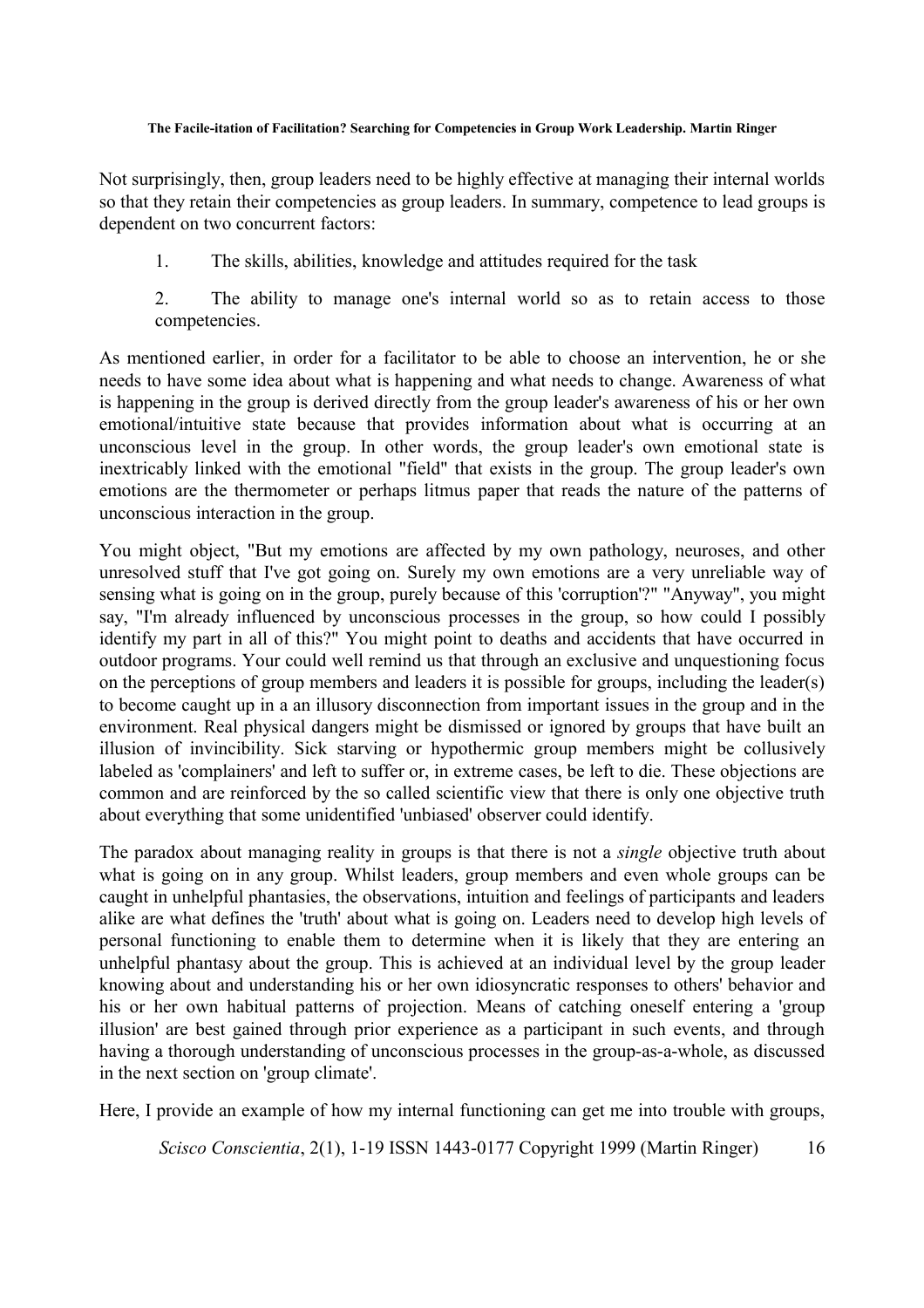Not surprisingly, then, group leaders need to be highly effective at managing their internal worlds so that they retain their competencies as group leaders. In summary, competence to lead groups is dependent on two concurrent factors:

1. The skills, abilities, knowledge and attitudes required for the task
2. The ability to manage one's internal world so as to retain access to those competencies.

As mentioned earlier, in order for a facilitator to be able to choose an intervention, he or she needs to have some idea about what is happening and what needs to change. Awareness of what is happening in the group is derived directly from the group leader's awareness of his or her own emotional/intuitive state because that provides information about what is occurring at an unconscious level in the group. In other words, the group leader's own emotional state is inextricably linked with the emotional "field" that exists in the group. The group leader's own emotions are the thermometer or perhaps litmus paper that reads the nature of the patterns of unconscious interaction in the group.

You might object, "But my emotions are affected by my own pathology, neuroses, and other unresolved stuff that I've got going on. Surely my own emotions are a very unreliable way of sensing what is going on in the group, purely because of this 'corruption'?" "Anyway", you might say, "I'm already influenced by unconscious processes in the group, so how could I possibly identify my part in all of this?" You might point to deaths and accidents that have occurred in outdoor programs. Your could well remind us that through an exclusive and unquestioning focus on the perceptions of group members and leaders it is possible for groups, including the leader(s) to become caught up in a an illusory disconnection from important issues in the group and in the environment. Real physical dangers might be dismissed or ignored by groups that have built an illusion of invincibility. Sick starving or hypothermic group members might be collusively labeled as 'complainers' and left to suffer or, in extreme cases, be left to die. These objections are common and are reinforced by the so called scientific view that there is only one objective truth about everything that some unidentified 'unbiased' observer could identify.

The paradox about managing reality in groups is that there is not a *single* objective truth about what is going on in any group. Whilst leaders, group members and even whole groups can be caught in unhelpful phantasies, the observations, intuition and feelings of participants and leaders alike are what defines the 'truth' about what is going on. Leaders need to develop high levels of personal functioning to enable them to determine when it is likely that they are entering an unhelpful phantasy about the group. This is achieved at an individual level by the group leader knowing about and understanding his or her own idiosyncratic responses to others' behavior and his or her own habitual patterns of projection. Means of catching oneself entering a 'group illusion' are best gained through prior experience as a participant in such events, and through having a thorough understanding of unconscious processes in the group-as-a-whole, as discussed in the next section on 'group climate'.

Here, I provide an example of how my internal functioning can get me into trouble with groups,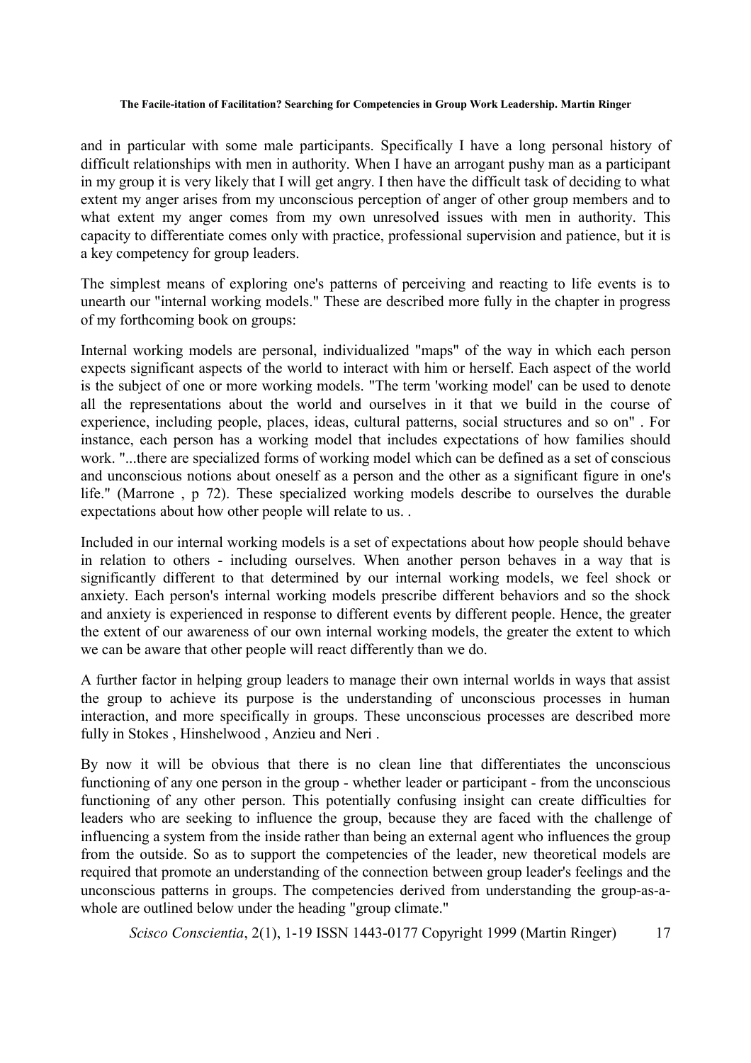and in particular with some male participants. Specifically I have a long personal history of difficult relationships with men in authority. When I have an arrogant pushy man as a participant in my group it is very likely that I will get angry. I then have the difficult task of deciding to what extent my anger arises from my unconscious perception of anger of other group members and to what extent my anger comes from my own unresolved issues with men in authority. This capacity to differentiate comes only with practice, professional supervision and patience, but it is a key competency for group leaders.

The simplest means of exploring one's patterns of perceiving and reacting to life events is to unearth our "internal working models." These are described more fully in the chapter in progress of my forthcoming book on groups:

Internal working models are personal, individualized "maps" of the way in which each person expects significant aspects of the world to interact with him or herself. Each aspect of the world is the subject of one or more working models. "The term 'working model' can be used to denote all the representations about the world and ourselves in it that we build in the course of experience, including people, places, ideas, cultural patterns, social structures and so on" . For instance, each person has a working model that includes expectations of how families should work. "...there are specialized forms of working model which can be defined as a set of conscious and unconscious notions about oneself as a person and the other as a significant figure in one's life." (Marrone , p 72). These specialized working models describe to ourselves the durable expectations about how other people will relate to us. .

Included in our internal working models is a set of expectations about how people should behave in relation to others - including ourselves. When another person behaves in a way that is significantly different to that determined by our internal working models, we feel shock or anxiety. Each person's internal working models prescribe different behaviors and so the shock and anxiety is experienced in response to different events by different people. Hence, the greater the extent of our awareness of our own internal working models, the greater the extent to which we can be aware that other people will react differently than we do.

A further factor in helping group leaders to manage their own internal worlds in ways that assist the group to achieve its purpose is the understanding of unconscious processes in human interaction, and more specifically in groups. These unconscious processes are described more fully in Stokes , Hinshelwood , Anzieu and Neri .

By now it will be obvious that there is no clean line that differentiates the unconscious functioning of any one person in the group - whether leader or participant - from the unconscious functioning of any other person. This potentially confusing insight can create difficulties for leaders who are seeking to influence the group, because they are faced with the challenge of influencing a system from the inside rather than being an external agent who influences the group from the outside. So as to support the competencies of the leader, new theoretical models are required that promote an understanding of the connection between group leader's feelings and the unconscious patterns in groups. The competencies derived from understanding the group-as-a-whole are outlined below under the heading "group climate."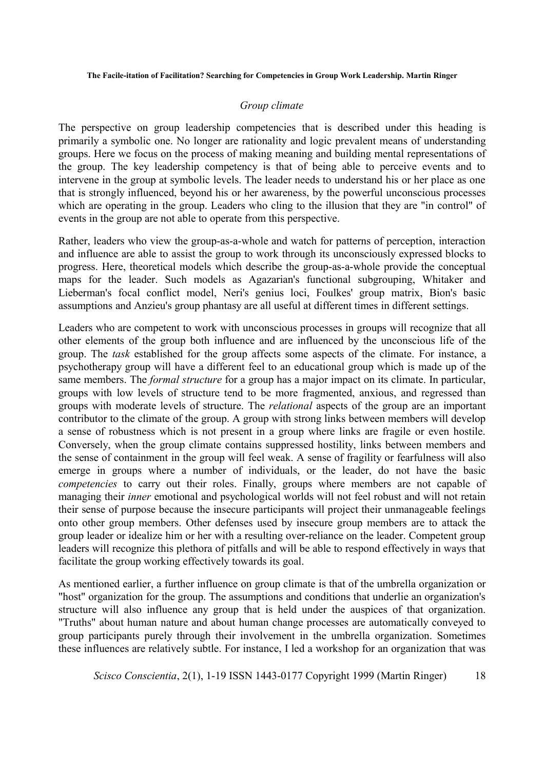*Group climate*

The perspective on group leadership competencies that is described under this heading is primarily a symbolic one. No longer are rationality and logic prevalent means of understanding groups. Here we focus on the process of making meaning and building mental representations of the group. The key leadership competency is that of being able to perceive events and to intervene in the group at symbolic levels. The leader needs to understand his or her place as one that is strongly influenced, beyond his or her awareness, by the powerful unconscious processes which are operating in the group. Leaders who cling to the illusion that they are "in control" of events in the group are not able to operate from this perspective.

Rather, leaders who view the group-as-a-whole and watch for patterns of perception, interaction and influence are able to assist the group to work through its unconsciously expressed blocks to progress. Here, theoretical models which describe the group-as-a-whole provide the conceptual maps for the leader. Such models as Agazarian's functional subgrouping, Whitaker and Lieberman's focal conflict model, Neri's genius loci, Foulkes' group matrix, Bion's basic assumptions and Anzieu's group phantasy are all useful at different times in different settings.

Leaders who are competent to work with unconscious processes in groups will recognize that all other elements of the group both influence and are influenced by the unconscious life of the group. The *task* established for the group affects some aspects of the climate. For instance, a psychotherapy group will have a different feel to an educational group which is made up of the same members. The *formal structure* for a group has a major impact on its climate. In particular, groups with low levels of structure tend to be more fragmented, anxious, and regressed than groups with moderate levels of structure. The *relational* aspects of the group are an important contributor to the climate of the group. A group with strong links between members will develop a sense of robustness which is not present in a group where links are fragile or even hostile. Conversely, when the group climate contains suppressed hostility, links between members and the sense of containment in the group will feel weak. A sense of fragility or fearfulness will also emerge in groups where a number of individuals, or the leader, do not have the basic *competencies* to carry out their roles. Finally, groups where members are not capable of managing their *inner* emotional and psychological worlds will not feel robust and will not retain their sense of purpose because the insecure participants will project their unmanageable feelings onto other group members. Other defenses used by insecure group members are to attack the group leader or idealize him or her with a resulting over-reliance on the leader. Competent group leaders will recognize this plethora of pitfalls and will be able to respond effectively in ways that facilitate the group working effectively towards its goal.

As mentioned earlier, a further influence on group climate is that of the umbrella organization or "host" organization for the group. The assumptions and conditions that underlie an organization's structure will also influence any group that is held under the auspices of that organization. "Truths" about human nature and about human change processes are automatically conveyed to group participants purely through their involvement in the umbrella organization. Sometimes these influences are relatively subtle. For instance, I led a workshop for an organization that was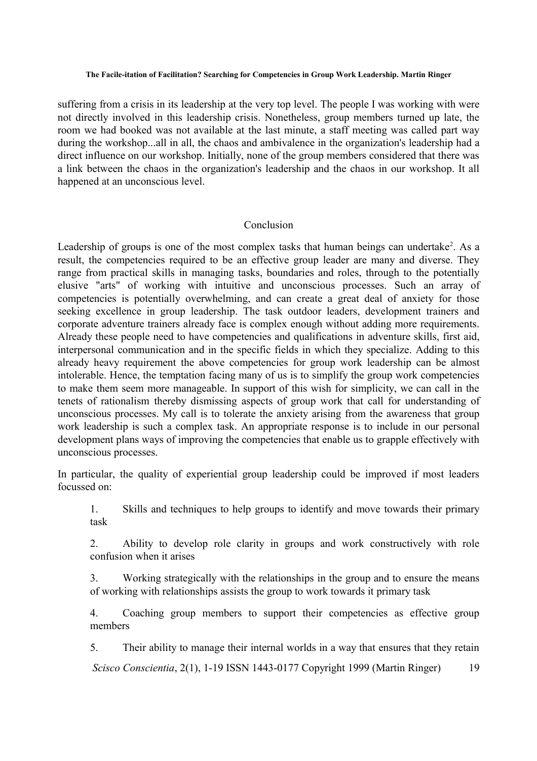suffering from a crisis in its leadership at the very top level. The people I was working with were not directly involved in this leadership crisis. Nonetheless, group members turned up late, the room we had booked was not available at the last minute, a staff meeting was called part way during the workshop...all in all, the chaos and ambivalence in the organization's leadership had a direct influence on our workshop. Initially, none of the group members considered that there was a link between the chaos in the organization's leadership and the chaos in our workshop. It all happened at an unconscious level.

## Conclusion

Leadership of groups is one of the most complex tasks that human beings can undertake[2]. As a result, the competencies required to be an effective group leader are many and diverse. They range from practical skills in managing tasks, boundaries and roles, through to the potentially elusive "arts" of working with intuitive and unconscious processes. Such an array of competencies is potentially overwhelming, and can create a great deal of anxiety for those seeking excellence in group leadership. The task outdoor leaders, development trainers and corporate adventure trainers already face is complex enough without adding more requirements. Already these people need to have competencies and qualifications in adventure skills, first aid, interpersonal communication and in the specific fields in which they specialize. Adding to this already heavy requirement the above competencies for group work leadership can be almost intolerable. Hence, the temptation facing many of us is to simplify the group work competencies to make them seem more manageable. In support of this wish for simplicity, we can call in the tenets of rationalism thereby dismissing aspects of group work that call for understanding of unconscious processes. My call is to tolerate the anxiety arising from the awareness that group work leadership is such a complex task. An appropriate response is to include in our personal development plans ways of improving the competencies that enable us to grapple effectively with unconscious processes.

In particular, the quality of experiential group leadership could be improved if most leaders focussed on:

1. Skills and techniques to help groups to identify and move towards their primary task
2. Ability to develop role clarity in groups and work constructively with role confusion when it arises
3. Working strategically with the relationships in the group and to ensure the means of working with relationships assists the group to work towards it primary task
4. Coaching group members to support their competencies as effective group members
5. Their ability to manage their internal worlds in a way that ensures that they retain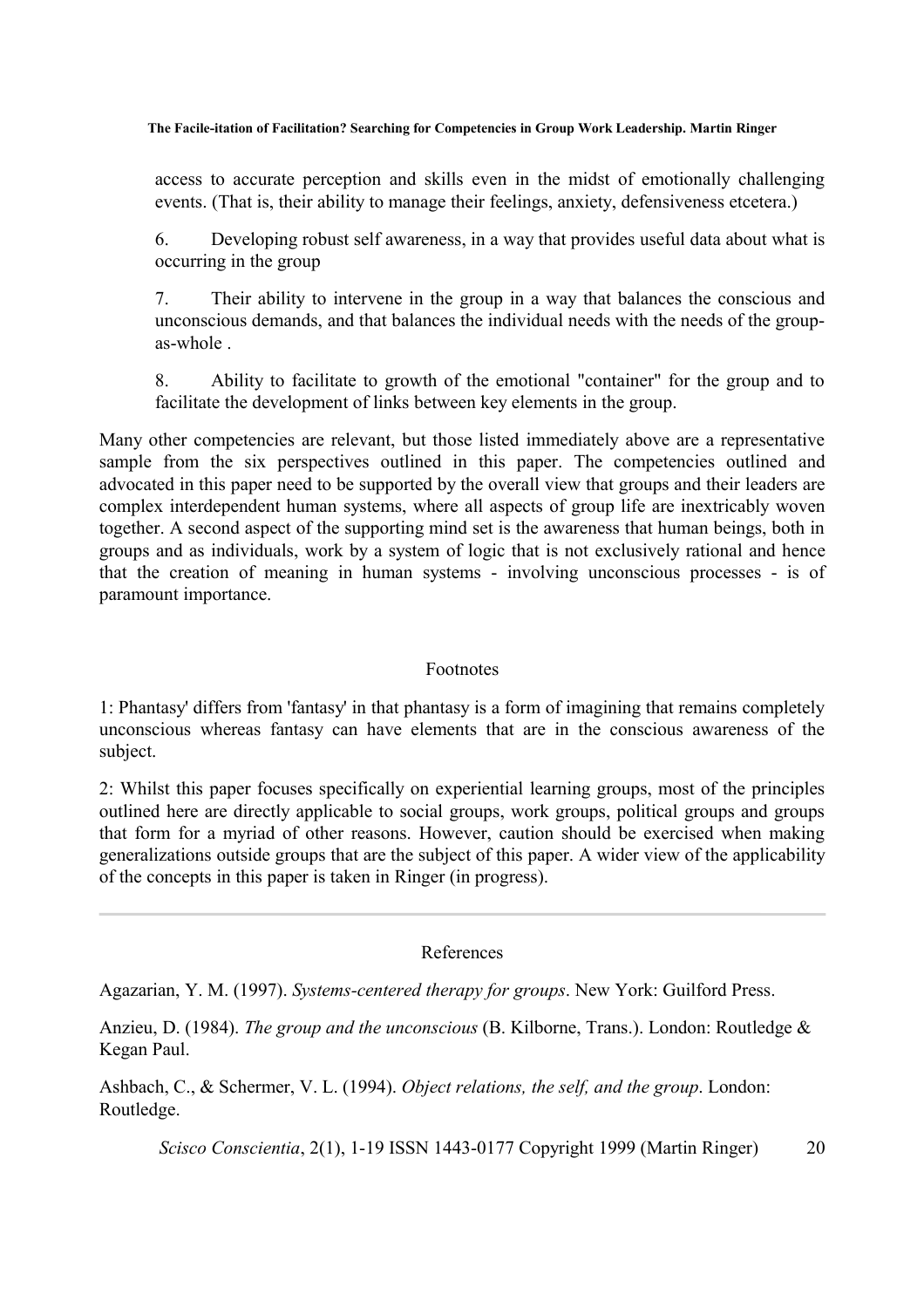access to accurate perception and skills even in the midst of emotionally challenging events. (That is, their ability to manage their feelings, anxiety, defensiveness etcetera.)

6. Developing robust self awareness, in a way that provides useful data about what is occurring in the group

7. Their ability to intervene in the group in a way that balances the conscious and unconscious demands, and that balances the individual needs with the needs of the group-as-whole .

8. Ability to facilitate to growth of the emotional "container" for the group and to facilitate the development of links between key elements in the group.

Many other competencies are relevant, but those listed immediately above are a representative sample from the six perspectives outlined in this paper. The competencies outlined and advocated in this paper need to be supported by the overall view that groups and their leaders are complex interdependent human systems, where all aspects of group life are inextricably woven together. A second aspect of the supporting mind set is the awareness that human beings, both in groups and as individuals, work by a system of logic that is not exclusively rational and hence that the creation of meaning in human systems - involving unconscious processes - is of paramount importance.

## Footnotes

1: Phantasy' differs from 'fantasy' in that phantasy is a form of imagining that remains completely unconscious whereas fantasy can have elements that are in the conscious awareness of the subject.

2: Whilst this paper focuses specifically on experiential learning groups, most of the principles outlined here are directly applicable to social groups, work groups, political groups and groups that form for a myriad of other reasons. However, caution should be exercised when making generalizations outside groups that are the subject of this paper. A wider view of the applicability of the concepts in this paper is taken in Ringer (in progress).

---

## References

Agazarian, Y. M. (1997). *Systems-centered therapy for groups*. New York: Guilford Press.

Anzieu, D. (1984). *The group and the unconscious* (B. Kilborne, Trans.). London: Routledge & Kegan Paul.

Ashbach, C., & Schermer, V. L. (1994). *Object relations, the self, and the group*. London: Routledge.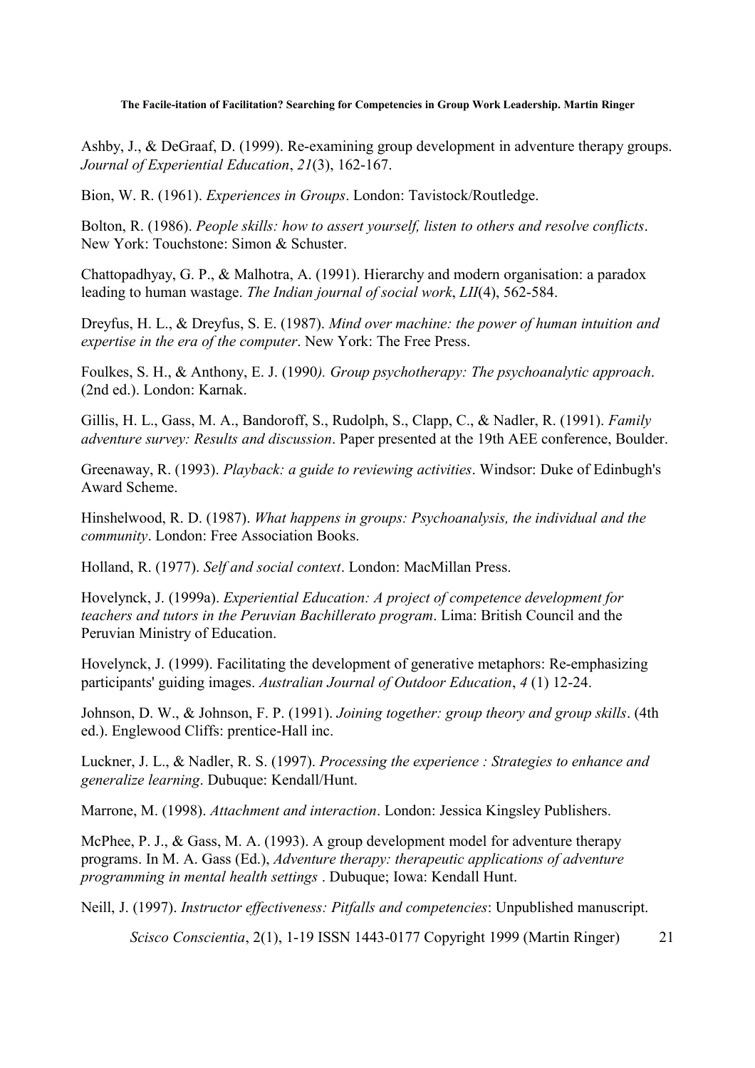Ashby, J., & DeGraaf, D. (1999). Re-examining group development in adventure therapy groups. *Journal of Experiential Education*, *21*(3), 162-167.

Bion, W. R. (1961). *Experiences in Groups*. London: Tavistock/Routledge.

Bolton, R. (1986). *People skills: how to assert yourself, listen to others and resolve conflicts*. New York: Touchstone: Simon & Schuster.

Chattopadhyay, G. P., & Malhotra, A. (1991). Hierarchy and modern organisation: a paradox leading to human wastage. *The Indian journal of social work*, *LII*(4), 562-584.

Dreyfus, H. L., & Dreyfus, S. E. (1987). *Mind over machine: the power of human intuition and expertise in the era of the computer*. New York: The Free Press.

Foulkes, S. H., & Anthony, E. J. (1990*). Group psychotherapy: The psychoanalytic approach*. (2nd ed.). London: Karnak.

Gillis, H. L., Gass, M. A., Bandoroff, S., Rudolph, S., Clapp, C., & Nadler, R. (1991). *Family adventure survey: Results and discussion*. Paper presented at the 19th AEE conference, Boulder.

Greenaway, R. (1993). *Playback: a guide to reviewing activities*. Windsor: Duke of Edinbugh's Award Scheme.

Hinshelwood, R. D. (1987). *What happens in groups: Psychoanalysis, the individual and the community*. London: Free Association Books.

Holland, R. (1977). *Self and social context*. London: MacMillan Press.

Hovelynck, J. (1999a). *Experiential Education: A project of competence development for teachers and tutors in the Peruvian Bachillerato program*. Lima: British Council and the Peruvian Ministry of Education.

Hovelynck, J. (1999). Facilitating the development of generative metaphors: Re-emphasizing participants' guiding images. *Australian Journal of Outdoor Education*, *4* (1) 12-24.

Johnson, D. W., & Johnson, F. P. (1991). *Joining together: group theory and group skills*. (4th ed.). Englewood Cliffs: prentice-Hall inc.

Luckner, J. L., & Nadler, R. S. (1997). *Processing the experience : Strategies to enhance and generalize learning*. Dubuque: Kendall/Hunt.

Marrone, M. (1998). *Attachment and interaction*. London: Jessica Kingsley Publishers.

McPhee, P. J., & Gass, M. A. (1993). A group development model for adventure therapy programs. In M. A. Gass (Ed.), *Adventure therapy: therapeutic applications of adventure programming in mental health settings* . Dubuque; Iowa: Kendall Hunt.

Neill, J. (1997). *Instructor effectiveness: Pitfalls and competencies*: Unpublished manuscript.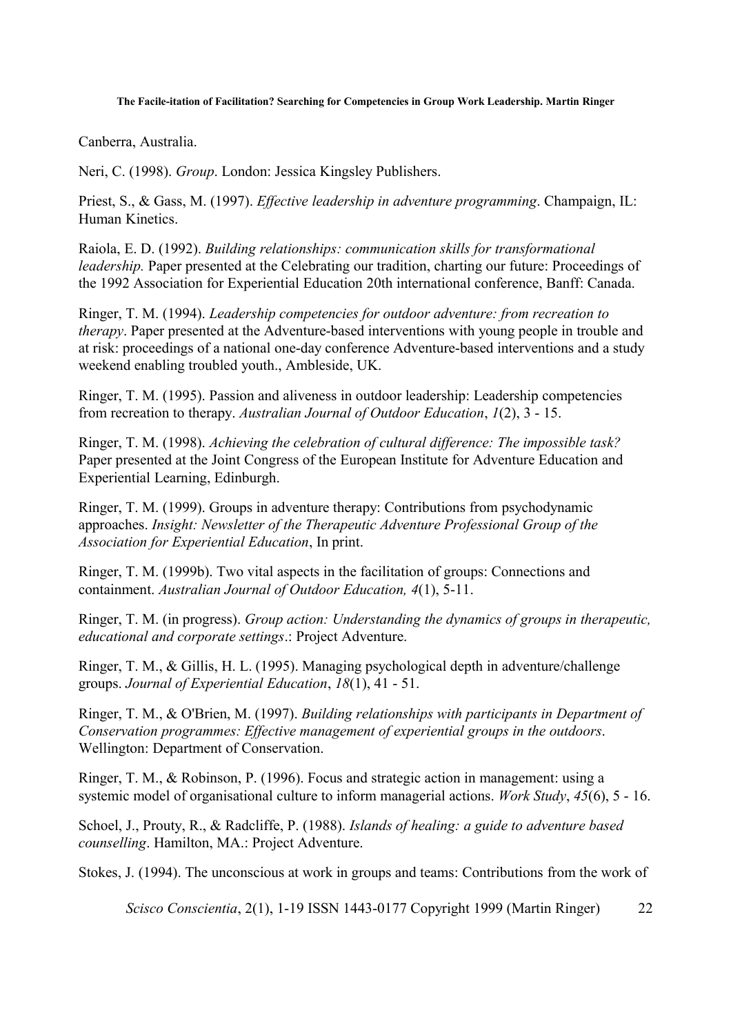Canberra, Australia.

Neri, C. (1998). *Group*. London: Jessica Kingsley Publishers.

Priest, S., & Gass, M. (1997). *Effective leadership in adventure programming*. Champaign, IL: Human Kinetics.

Raiola, E. D. (1992). *Building relationships: communication skills for transformational leadership.* Paper presented at the Celebrating our tradition, charting our future: Proceedings of the 1992 Association for Experiential Education 20th international conference, Banff: Canada.

Ringer, T. M. (1994). *Leadership competencies for outdoor adventure: from recreation to therapy*. Paper presented at the Adventure-based interventions with young people in trouble and at risk: proceedings of a national one-day conference Adventure-based interventions and a study weekend enabling troubled youth., Ambleside, UK.

Ringer, T. M. (1995). Passion and aliveness in outdoor leadership: Leadership competencies from recreation to therapy. *Australian Journal of Outdoor Education*, *1*(2), 3 - 15.

Ringer, T. M. (1998). *Achieving the celebration of cultural difference: The impossible task?* Paper presented at the Joint Congress of the European Institute for Adventure Education and Experiential Learning, Edinburgh.

Ringer, T. M. (1999). Groups in adventure therapy: Contributions from psychodynamic approaches. *Insight: Newsletter of the Therapeutic Adventure Professional Group of the Association for Experiential Education*, In print.

Ringer, T. M. (1999b). Two vital aspects in the facilitation of groups: Connections and containment. *Australian Journal of Outdoor Education, 4*(1), 5-11.

Ringer, T. M. (in progress). *Group action: Understanding the dynamics of groups in therapeutic, educational and corporate settings*.: Project Adventure.

Ringer, T. M., & Gillis, H. L. (1995). Managing psychological depth in adventure/challenge groups. *Journal of Experiential Education*, *18*(1), 41 - 51.

Ringer, T. M., & O'Brien, M. (1997). *Building relationships with participants in Department of Conservation programmes: Effective management of experiential groups in the outdoors*. Wellington: Department of Conservation.

Ringer, T. M., & Robinson, P. (1996). Focus and strategic action in management: using a systemic model of organisational culture to inform managerial actions. *Work Study*, *45*(6), 5 - 16.

Schoel, J., Prouty, R., & Radcliffe, P. (1988). *Islands of healing: a guide to adventure based counselling*. Hamilton, MA.: Project Adventure.

Stokes, J. (1994). The unconscious at work in groups and teams: Contributions from the work of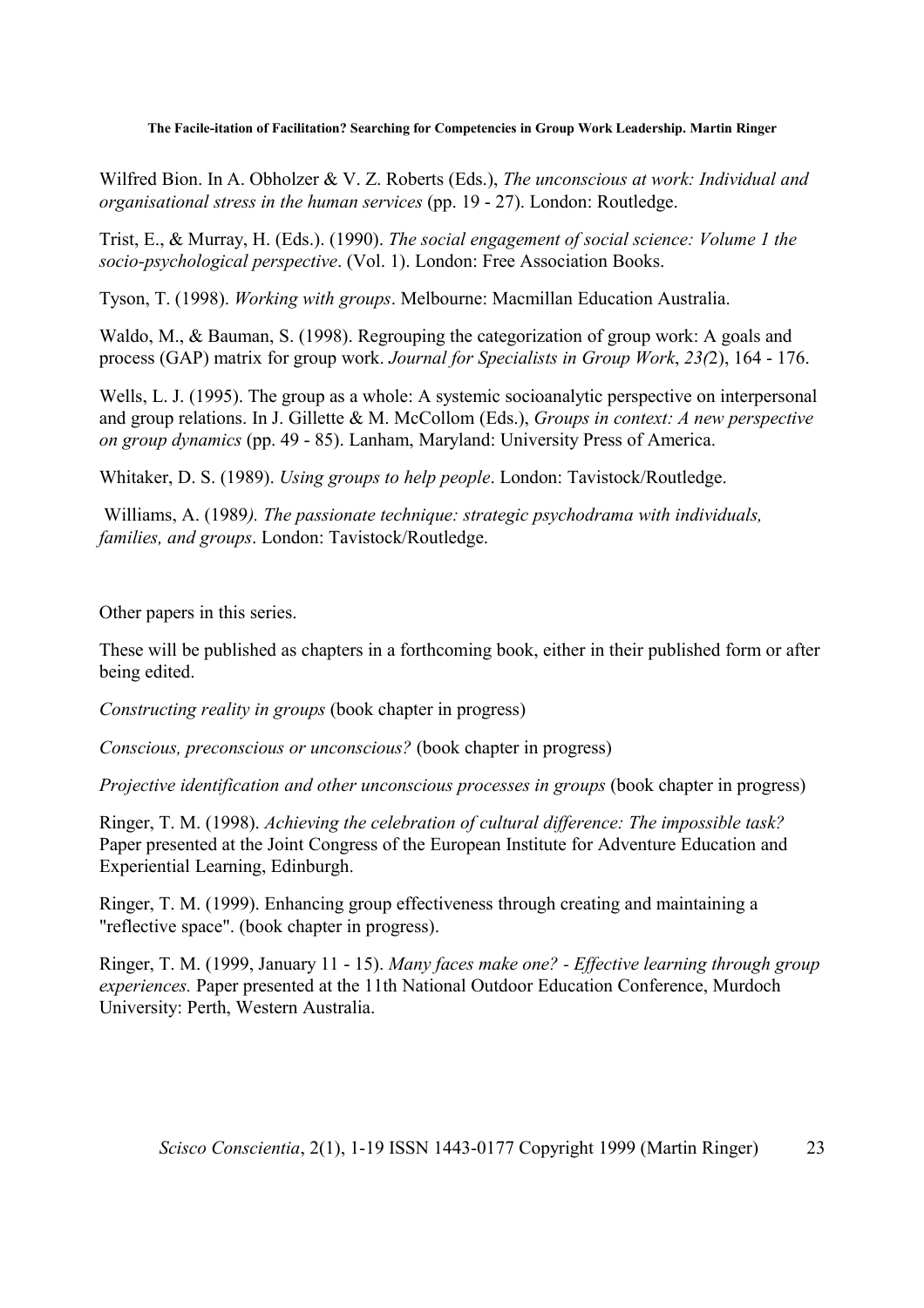Wilfred Bion. In A. Obholzer & V. Z. Roberts (Eds.), *The unconscious at work: Individual and organisational stress in the human services* (pp. 19 - 27). London: Routledge.

Trist, E., & Murray, H. (Eds.). (1990). *The social engagement of social science: Volume 1 the socio-psychological perspective*. (Vol. 1). London: Free Association Books.

Tyson, T. (1998). *Working with groups*. Melbourne: Macmillan Education Australia.

Waldo, M., & Bauman, S. (1998). Regrouping the categorization of group work: A goals and process (GAP) matrix for group work. *Journal for Specialists in Group Work*, *23(*2), 164 - 176.

Wells, L. J. (1995). The group as a whole: A systemic socioanalytic perspective on interpersonal and group relations. In J. Gillette & M. McCollom (Eds.), *Groups in context: A new perspective on group dynamics* (pp. 49 - 85). Lanham, Maryland: University Press of America.

Whitaker, D. S. (1989). *Using groups to help people*. London: Tavistock/Routledge.

Williams, A. (1989*). The passionate technique: strategic psychodrama with individuals, families, and groups*. London: Tavistock/Routledge.

Other papers in this series.

These will be published as chapters in a forthcoming book, either in their published form or after being edited.

*Constructing reality in groups* (book chapter in progress)

*Conscious, preconscious or unconscious?* (book chapter in progress)

*Projective identification and other unconscious processes in groups* (book chapter in progress)

Ringer, T. M. (1998). *Achieving the celebration of cultural difference: The impossible task?* Paper presented at the Joint Congress of the European Institute for Adventure Education and Experiential Learning, Edinburgh.

Ringer, T. M. (1999). Enhancing group effectiveness through creating and maintaining a "reflective space". (book chapter in progress).

Ringer, T. M. (1999, January 11 - 15). *Many faces make one? - Effective learning through group experiences.* Paper presented at the 11th National Outdoor Education Conference, Murdoch University: Perth, Western Australia.